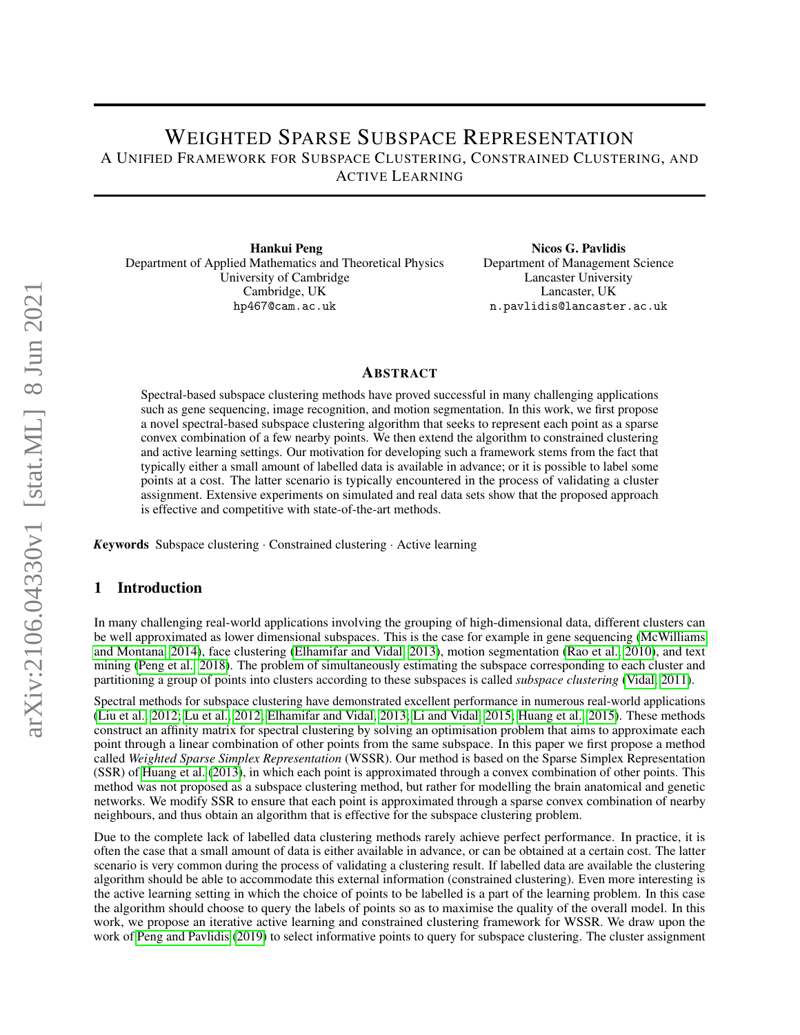# Weighted Sparse Subspace Representation

## A Unified Framework for Subspace Clustering, Constrained Clustering, and Active Learning

**Hankui Peng**
Department of Applied Mathematics and Theoretical Physics
University of Cambridge
Cambridge, UK
hp467@cam.ac.uk

**Nicos G. Pavlidis**
Department of Management Science
Lancaster University
Lancaster, UK
n.pavlidis@lancaster.ac.uk

### Abstract

Spectral-based subspace clustering methods have proved successful in many challenging applications such as gene sequencing, image recognition, and motion segmentation. In this work, we first propose a novel spectral-based subspace clustering algorithm that seeks to represent each point as a sparse convex combination of a few nearby points. We then extend the algorithm to constrained clustering and active learning settings. Our motivation for developing such a framework stems from the fact that typically either a small amount of labelled data is available in advance; or it is possible to label some points at a cost. The latter scenario is typically encountered in the process of validating a cluster assignment. Extensive experiments on simulated and real data sets show that the proposed approach is effective and competitive with state-of-the-art methods.

***Keywords*** Subspace clustering · Constrained clustering · Active learning

## 1 Introduction

In many challenging real-world applications involving the grouping of high-dimensional data, different clusters can be well approximated as lower dimensional subspaces. This is the case for example in gene sequencing (McWilliams and Montana, 2014), face clustering (Elhamifar and Vidal, 2013), motion segmentation (Rao et al., 2010), and text mining (Peng et al., 2018). The problem of simultaneously estimating the subspace corresponding to each cluster and partitioning a group of points into clusters according to these subspaces is called *subspace clustering* (Vidal, 2011).

Spectral methods for subspace clustering have demonstrated excellent performance in numerous real-world applications (Liu et al., 2012; Lu et al., 2012; Elhamifar and Vidal, 2013; Li and Vidal, 2015; Huang et al., 2015). These methods construct an affinity matrix for spectral clustering by solving an optimisation problem that aims to approximate each point through a linear combination of other points from the same subspace. In this paper we first propose a method called *Weighted Sparse Simplex Representation* (WSSR). Our method is based on the Sparse Simplex Representation (SSR) of Huang et al. (2013), in which each point is approximated through a convex combination of other points. This method was not proposed as a subspace clustering method, but rather for modelling the brain anatomical and genetic networks. We modify SSR to ensure that each point is approximated through a sparse convex combination of nearby neighbours, and thus obtain an algorithm that is effective for the subspace clustering problem.

Due to the complete lack of labelled data clustering methods rarely achieve perfect performance. In practice, it is often the case that a small amount of data is either available in advance, or can be obtained at a certain cost. The latter scenario is very common during the process of validating a clustering result. If labelled data are available the clustering algorithm should be able to accommodate this external information (constrained clustering). Even more interesting is the active learning setting in which the choice of points to be labelled is a part of the learning problem. In this case the algorithm should choose to query the labels of points so as to maximise the quality of the overall model. In this work, we propose an iterative active learning and constrained clustering framework for WSSR. We draw upon the work of Peng and Pavlidis (2019) to select informative points to query for subspace clustering. The cluster assignment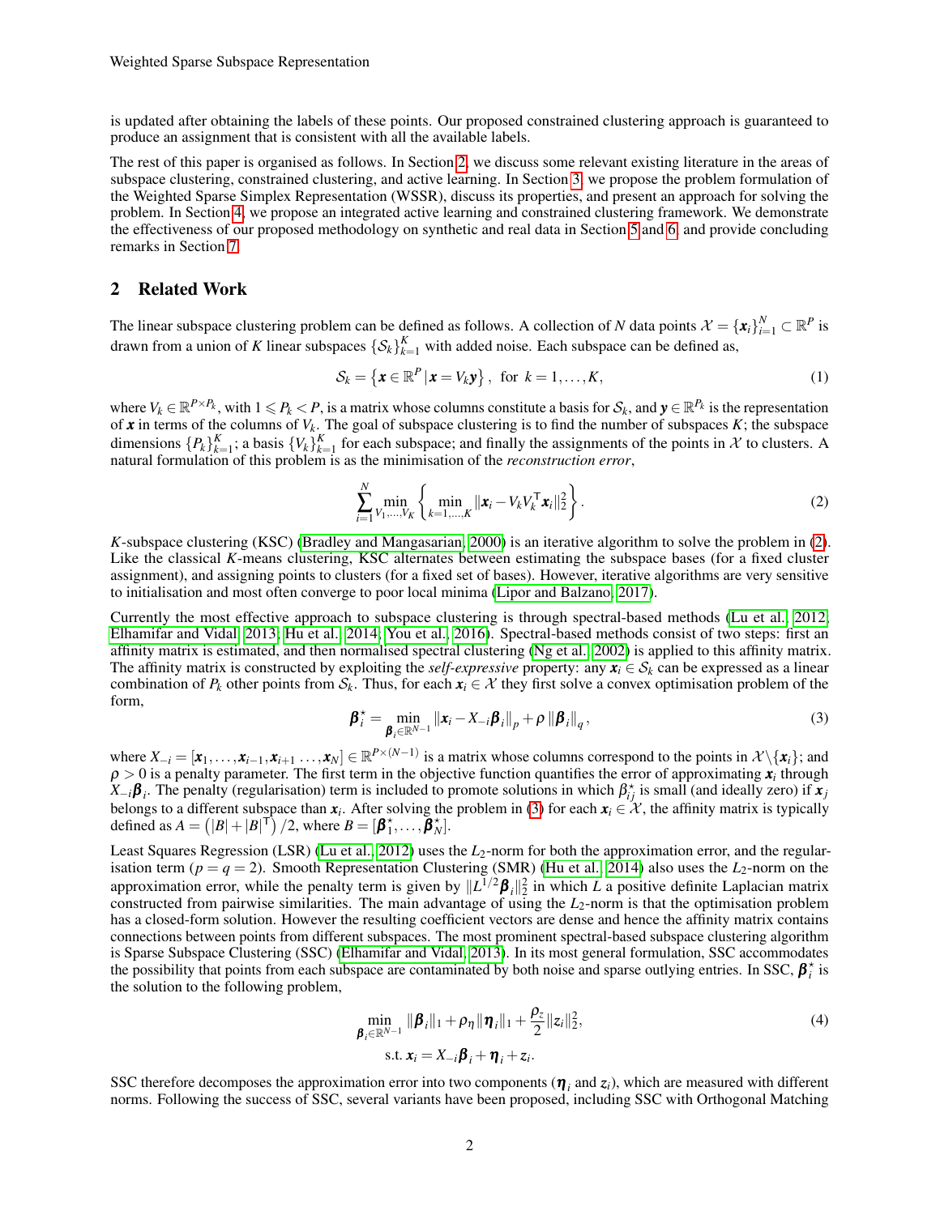is updated after obtaining the labels of these points. Our proposed constrained clustering approach is guaranteed to produce an assignment that is consistent with all the available labels.

The rest of this paper is organised as follows. In Section 2, we discuss some relevant existing literature in the areas of subspace clustering, constrained clustering, and active learning. In Section 3, we propose the problem formulation of the Weighted Sparse Simplex Representation (WSSR), discuss its properties, and present an approach for solving the problem. In Section 4, we propose an integrated active learning and constrained clustering framework. We demonstrate the effectiveness of our proposed methodology on synthetic and real data in Section 5 and 6, and provide concluding remarks in Section 7.

## 2 Related Work

The linear subspace clustering problem can be defined as follows. A collection of $N$ data points $\mathcal{X} = \{\boldsymbol{x}_i\}_{i=1}^N \subset \mathbb{R}^P$ is drawn from a union of $K$ linear subspaces $\{\mathcal{S}_k\}_{k=1}^K$ with added noise. Each subspace can be defined as,

$$
\mathcal{S}_k = \left\{ \boldsymbol{x} \in \mathbb{R}^P \,|\, \boldsymbol{x} = V_k \boldsymbol{y} \right\}, \text{ for } k = 1, \ldots, K, \tag{1}
$$

where $V_k \in \mathbb{R}^{P \times P_k}$, with $1 \leqslant P_k < P$, is a matrix whose columns constitute a basis for $\mathcal{S}_k$, and $\boldsymbol{y} \in \mathbb{R}^{P_k}$ is the representation of $\boldsymbol{x}$ in terms of the columns of $V_k$. The goal of subspace clustering is to find the number of subspaces $K$; the subspace dimensions $\{P_k\}_{k=1}^K$; a basis $\{V_k\}_{k=1}^K$ for each subspace; and finally the assignments of the points in $\mathcal{X}$ to clusters. A natural formulation of this problem is as the minimisation of the *reconstruction error*,

$$
\sum_{i=1}^N \min_{V_1,\ldots,V_K} \left\{ \min_{k=1,\ldots,K} \|\boldsymbol{x}_i - V_k V_k^\top \boldsymbol{x}_i\|_2^2 \right\}. \tag{2}
$$

*K*-subspace clustering (KSC) (Bradley and Mangasarian, 2000) is an iterative algorithm to solve the problem in (2). Like the classical *K*-means clustering, KSC alternates between estimating the subspace bases (for a fixed cluster assignment), and assigning points to clusters (for a fixed set of bases). However, iterative algorithms are very sensitive to initialisation and most often converge to poor local minima (Lipor and Balzano, 2017).

Currently the most effective approach to subspace clustering is through spectral-based methods (Lu et al., 2012; Elhamifar and Vidal, 2013; Hu et al., 2014; You et al., 2016). Spectral-based methods consist of two steps: first an affinity matrix is estimated, and then normalised spectral clustering (Ng et al., 2002) is applied to this affinity matrix. The affinity matrix is constructed by exploiting the *self-expressive* property: any $\boldsymbol{x}_i \in \mathcal{S}_k$ can be expressed as a linear combination of $P_k$ other points from $\mathcal{S}_k$. Thus, for each $\boldsymbol{x}_i \in \mathcal{X}$ they first solve a convex optimisation problem of the form,

$$
\boldsymbol{\beta}_i^\star = \min_{\boldsymbol{\beta}_i \in \mathbb{R}^{N-1}} \|\boldsymbol{x}_i - X_{-i}\boldsymbol{\beta}_i\|_p + \rho \,\|\boldsymbol{\beta}_i\|_q, \tag{3}
$$

where $X_{-i} = [\boldsymbol{x}_1, \ldots, \boldsymbol{x}_{i-1}, \boldsymbol{x}_{i+1} \ldots, \boldsymbol{x}_N] \in \mathbb{R}^{P \times (N-1)}$ is a matrix whose columns correspond to the points in $\mathcal{X} \backslash \{\boldsymbol{x}_i\}$; and $\rho > 0$ is a penalty parameter. The first term in the objective function quantifies the error of approximating $\boldsymbol{x}_i$ through $X_{-i}\boldsymbol{\beta}_i$. The penalty (regularisation) term is included to promote solutions in which $\beta_{ij}^\star$ is small (and ideally zero) if $\boldsymbol{x}_j$ belongs to a different subspace than $\boldsymbol{x}_i$. After solving the problem in (3) for each $\boldsymbol{x}_i \in \mathcal{X}$, the affinity matrix is typically defined as $A = \left(|B| + |B|^\top\right)/2$, where $B = [\boldsymbol{\beta}_1^\star, \ldots, \boldsymbol{\beta}_N^\star]$.

Least Squares Regression (LSR) (Lu et al., 2012) uses the $L_2$-norm for both the approximation error, and the regularisation term ($p = q = 2$). Smooth Representation Clustering (SMR) (Hu et al., 2014) also uses the $L_2$-norm on the approximation error, while the penalty term is given by $\|L^{1/2}\boldsymbol{\beta}_i\|_2^2$ in which $L$ a positive definite Laplacian matrix constructed from pairwise similarities. The main advantage of using the $L_2$-norm is that the optimisation problem has a closed-form solution. However the resulting coefficient vectors are dense and hence the affinity matrix contains connections between points from different subspaces. The most prominent spectral-based subspace clustering algorithm is Sparse Subspace Clustering (SSC) (Elhamifar and Vidal, 2013). In its most general formulation, SSC accommodates the possibility that points from each subspace are contaminated by both noise and sparse outlying entries. In SSC, $\boldsymbol{\beta}_i^\star$ is the solution to the following problem,

$$
\begin{aligned}
\min_{\boldsymbol{\beta}_i \in \mathbb{R}^{N-1}} \; & \|\boldsymbol{\beta}_i\|_1 + \rho_\eta \|\boldsymbol{\eta}_i\|_1 + \frac{\rho_z}{2}\|z_i\|_2^2, \\
\text{s.t. } & \boldsymbol{x}_i = X_{-i}\boldsymbol{\beta}_i + \boldsymbol{\eta}_i + z_i.
\end{aligned} \tag{4}
$$

SSC therefore decomposes the approximation error into two components ($\boldsymbol{\eta}_i$ and $z_i$), which are measured with different norms. Following the success of SSC, several variants have been proposed, including SSC with Orthogonal Matching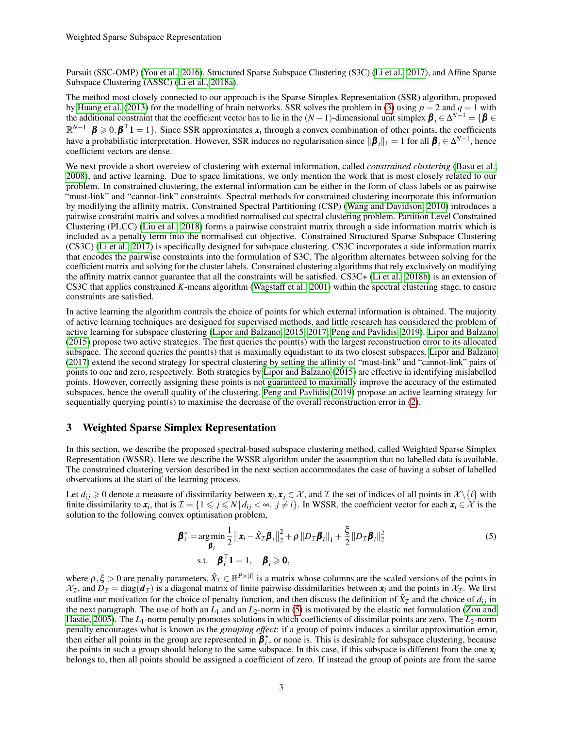Pursuit (SSC-OMP) (You et al., 2016), Structured Sparse Subspace Clustering (S3C) (Li et al., 2017), and Affine Sparse Subspace Clustering (ASSC) (Li et al., 2018a).

The method most closely connected to our approach is the Sparse Simplex Representation (SSR) algorithm, proposed by Huang et al. (2013) for the modelling of brain networks. SSR solves the problem in (3) using $p = 2$ and $q = 1$ with the additional constraint that the coefficient vector has to lie in the $(N-1)$-dimensional unit simplex $\boldsymbol{\beta}_i \in \Delta^{N-1} = \{\boldsymbol{\beta} \in \mathbb{R}^{N-1} \,|\, \boldsymbol{\beta} \geqslant 0, \boldsymbol{\beta}^\mathsf{T}\mathbf{1} = 1\}$. Since SSR approximates $\boldsymbol{x}_i$ through a convex combination of other points, the coefficients have a probabilistic interpretation. However, SSR induces no regularisation since $\|\boldsymbol{\beta}_i\|_1 = 1$ for all $\boldsymbol{\beta}_i \in \Delta^{N-1}$, hence coefficient vectors are dense.

We next provide a short overview of clustering with external information, called *constrained clustering* (Basu et al., 2008), and active learning. Due to space limitations, we only mention the work that is most closely related to our problem. In constrained clustering, the external information can be either in the form of class labels or as pairwise "must-link" and "cannot-link" constraints. Spectral methods for constrained clustering incorporate this information by modifying the affinity matrix. Constrained Spectral Partitioning (CSP) (Wang and Davidson, 2010) introduces a pairwise constraint matrix and solves a modified normalised cut spectral clustering problem. Partition Level Constrained Clustering (PLCC) (Liu et al., 2018) forms a pairwise constraint matrix through a side information matrix which is included as a penalty term into the normalised cut objective. Constrained Structured Sparse Subspace Clustering (CS3C) (Li et al., 2017) is specifically designed for subspace clustering. CS3C incorporates a side information matrix that encodes the pairwise constraints into the formulation of S3C. The algorithm alternates between solving for the coefficient matrix and solving for the cluster labels. Constrained clustering algorithms that rely exclusively on modifying the affinity matrix cannot guarantee that all the constraints will be satisfied. CS3C+ (Li et al., 2018b) is an extension of CS3C that applies constrained $K$-means algorithm (Wagstaff et al., 2001) within the spectral clustering stage, to ensure constraints are satisfied.

In active learning the algorithm controls the choice of points for which external information is obtained. The majority of active learning techniques are designed for supervised methods, and little research has considered the problem of active learning for subspace clustering (Lipor and Balzano, 2015, 2017; Peng and Pavlidis, 2019). Lipor and Balzano (2015) propose two active strategies. The first queries the point(s) with the largest reconstruction error to its allocated subspace. The second queries the point(s) that is maximally equidistant to its two closest subspaces. Lipor and Balzano (2017) extend the second strategy for spectral clustering by setting the affinity of "must-link" and "cannot-link" pairs of points to one and zero, respectively. Both strategies by Lipor and Balzano (2015) are effective in identifying mislabelled points. However, correctly assigning these points is not guaranteed to maximally improve the accuracy of the estimated subspaces, hence the overall quality of the clustering. Peng and Pavlidis (2019) propose an active learning strategy for sequentially querying point(s) to maximise the decrease of the overall reconstruction error in (2).

## 3 Weighted Sparse Simplex Representation

In this section, we describe the proposed spectral-based subspace clustering method, called Weighted Sparse Simplex Representation (WSSR). Here we describe the WSSR algorithm under the assumption that no labelled data is available. The constrained clustering version described in the next section accommodates the case of having a subset of labelled observations at the start of the learning process.

Let $d_{ij} \geqslant 0$ denote a measure of dissimilarity between $\boldsymbol{x}_i, \boldsymbol{x}_j \in \mathcal{X}$, and $\mathcal{I}$ the set of indices of all points in $\mathcal{X}\backslash\{i\}$ with finite dissimilarity to $\boldsymbol{x}_i$, that is $\mathcal{I} = \{1 \leqslant j \leqslant N \,|\, d_{ij} < \infty,\ j \neq i\}$. In WSSR, the coefficient vector for each $\boldsymbol{x}_i \in \mathcal{X}$ is the solution to the following convex optimisation problem,

$$
\begin{aligned}
\boldsymbol{\beta}_i^\star = & \underset{\boldsymbol{\beta}_i}{\arg\min}\ \frac{1}{2}\left\|\boldsymbol{x}_i - \hat{X}_\mathcal{I}\boldsymbol{\beta}_i\right\|_2^2 + \rho\left\|D_\mathcal{I}\boldsymbol{\beta}_i\right\|_1 + \frac{\xi}{2}\|D_\mathcal{I}\boldsymbol{\beta}_i\|_2^2 \\
& \text{s.t.} \quad \boldsymbol{\beta}_i^\mathsf{T}\mathbf{1} = 1, \quad \boldsymbol{\beta}_i \geqslant \mathbf{0},
\end{aligned}
\tag{5}
$$

where $\rho, \xi > 0$ are penalty parameters, $\hat{X}_\mathcal{I} \in \mathbb{R}^{P \times |\mathcal{I}|}$ is a matrix whose columns are the scaled versions of the points in $\mathcal{X}_\mathcal{I}$, and $D_\mathcal{I} = \text{diag}(\boldsymbol{d}_\mathcal{I})$ is a diagonal matrix of finite pairwise dissimilarities between $\boldsymbol{x}_i$ and the points in $\mathcal{X}_\mathcal{I}$. We first outline our motivation for the choice of penalty function, and then discuss the definition of $\hat{X}_\mathcal{I}$ and the choice of $d_{ij}$ in the next paragraph. The use of both an $L_1$ and an $L_2$-norm in (5) is motivated by the elastic net formulation (Zou and Hastie, 2005). The $L_1$-norm penalty promotes solutions in which coefficients of dissimilar points are zero. The $L_2$-norm penalty encourages what is known as the *grouping effect*: if a group of points induces a similar approximation error, then either all points in the group are represented in $\boldsymbol{\beta}_i^\star$, or none is. This is desirable for subspace clustering, because the points in such a group should belong to the same subspace. In this case, if this subspace is different from the one $\boldsymbol{x}_i$ belongs to, then all points should be assigned a coefficient of zero. If instead the group of points are from the same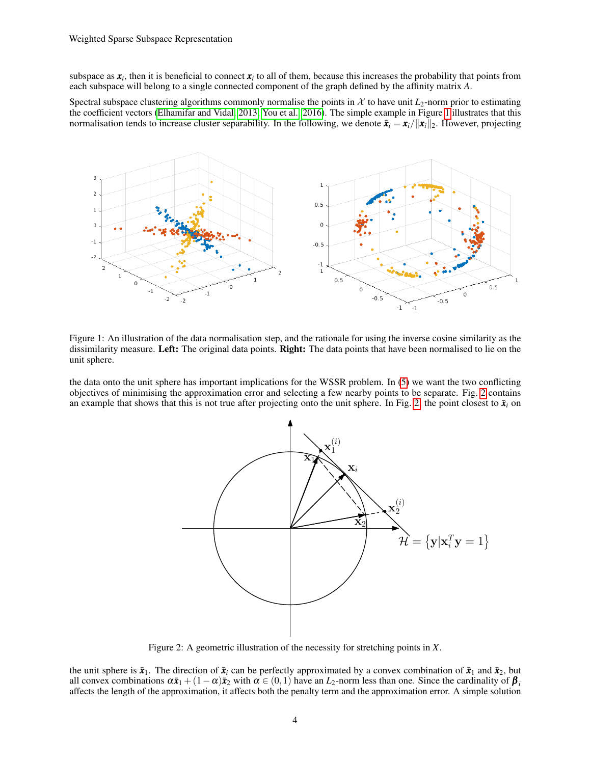subspace as $\boldsymbol{x}_i$, then it is beneficial to connect $\boldsymbol{x}_i$ to all of them, because this increases the probability that points from each subspace will belong to a single connected component of the graph defined by the affinity matrix $A$.

Spectral subspace clustering algorithms commonly normalise the points in $\mathcal{X}$ to have unit $L_2$-norm prior to estimating the coefficient vectors (Elhamifar and Vidal, 2013; You et al., 2016). The simple example in Figure 1 illustrates that this normalisation tends to increase cluster separability. In the following, we denote $\bar{\boldsymbol{x}}_i = \boldsymbol{x}_i / \|\boldsymbol{x}_i\|_2$. However, projecting

Figure 1: An illustration of the data normalisation step, and the rationale for using the inverse cosine similarity as the dissimilarity measure. **Left:** The original data points. **Right:** The data points that have been normalised to lie on the unit sphere.

the data onto the unit sphere has important implications for the WSSR problem. In (5) we want the two conflicting objectives of minimising the approximation error and selecting a few nearby points to be separate. Fig. 2 contains an example that shows that this is not true after projecting onto the unit sphere. In Fig. 2, the point closest to $\bar{\boldsymbol{x}}_i$ on

Figure 2: A geometric illustration of the necessity for stretching points in $X$.

the unit sphere is $\bar{\boldsymbol{x}}_1$. The direction of $\bar{\boldsymbol{x}}_i$ can be perfectly approximated by a convex combination of $\bar{\boldsymbol{x}}_1$ and $\bar{\boldsymbol{x}}_2$, but all convex combinations $\alpha\bar{\boldsymbol{x}}_1 + (1-\alpha)\bar{\boldsymbol{x}}_2$ with $\alpha \in (0,1)$ have an $L_2$-norm less than one. Since the cardinality of $\boldsymbol{\beta}_i$ affects the length of the approximation, it affects both the penalty term and the approximation error. A simple solution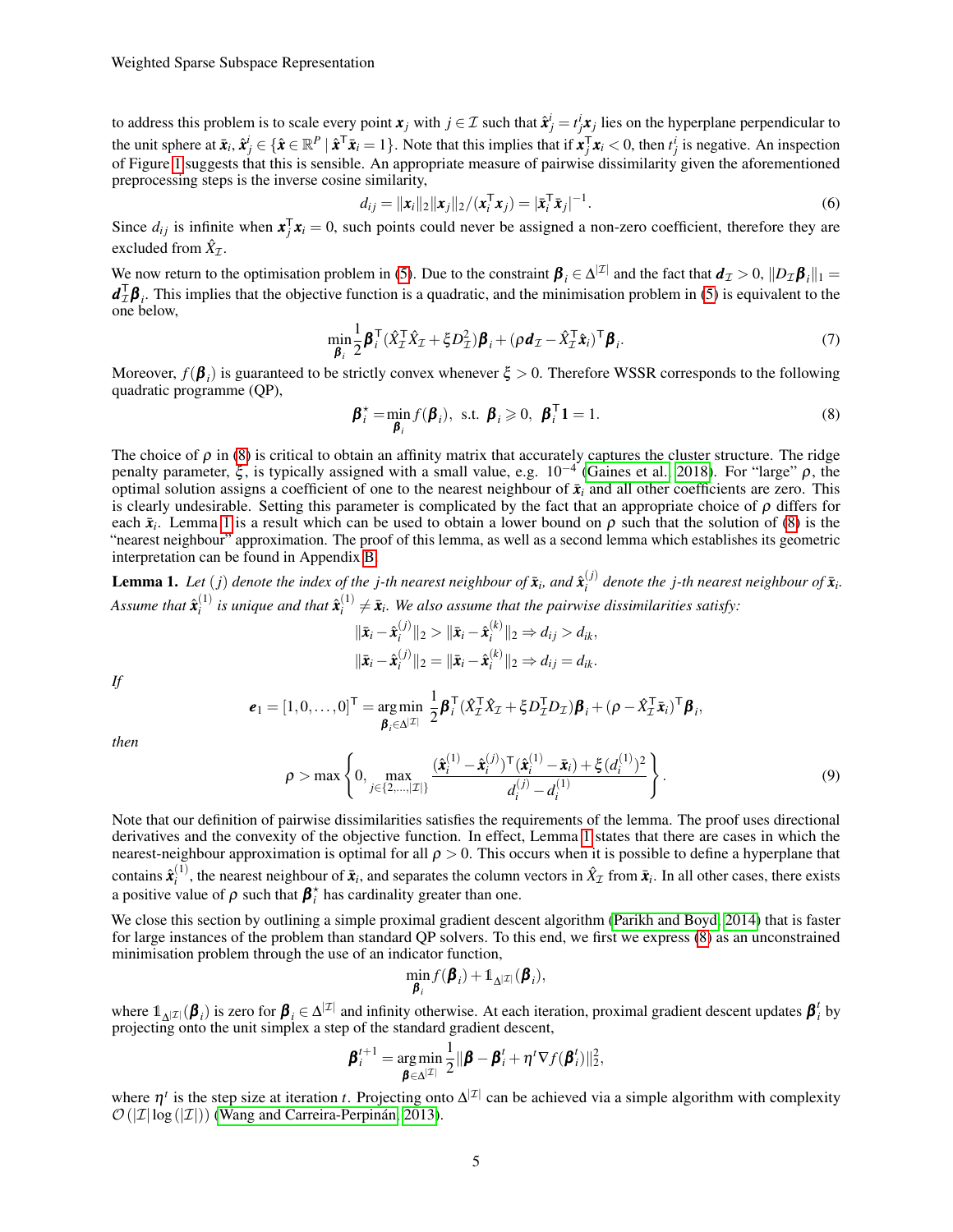to address this problem is to scale every point $\boldsymbol{x}_j$ with $j \in \mathcal{I}$ such that $\hat{\boldsymbol{x}}_j^i = t_j^i \boldsymbol{x}_j$ lies on the hyperplane perpendicular to the unit sphere at $\bar{\boldsymbol{x}}_i$, $\hat{\boldsymbol{x}}_j^i \in \{\hat{\boldsymbol{x}} \in \mathbb{R}^P \mid \hat{\boldsymbol{x}}^\top \bar{\boldsymbol{x}}_i = 1\}$. Note that this implies that if $\boldsymbol{x}_j^\top \boldsymbol{x}_i < 0$, then $t_j^i$ is negative. An inspection of Figure 1 suggests that this is sensible. An appropriate measure of pairwise dissimilarity given the aforementioned preprocessing steps is the inverse cosine similarity,

$$d_{ij} = \|\boldsymbol{x}_i\|_2 \|\boldsymbol{x}_j\|_2 / (\boldsymbol{x}_i^\top \boldsymbol{x}_j) = |\bar{\boldsymbol{x}}_i^\top \bar{\boldsymbol{x}}_j|^{-1}. \tag{6}$$

Since $d_{ij}$ is infinite when $\boldsymbol{x}_j^\top \boldsymbol{x}_i = 0$, such points could never be assigned a non-zero coefficient, therefore they are excluded from $\hat{X}_\mathcal{I}$.

We now return to the optimisation problem in (5). Due to the constraint $\boldsymbol{\beta}_i \in \Delta^{|\mathcal{I}|}$ and the fact that $\boldsymbol{d}_\mathcal{I} > 0$, $\|D_\mathcal{I} \boldsymbol{\beta}_i\|_1 = \boldsymbol{d}_\mathcal{I}^\top \boldsymbol{\beta}_i$. This implies that the objective function is a quadratic, and the minimisation problem in (5) is equivalent to the one below,

$$\min_{\boldsymbol{\beta}_i} \frac{1}{2} \boldsymbol{\beta}_i^\top (\hat{X}_\mathcal{I}^\top \hat{X}_\mathcal{I} + \xi D_\mathcal{I}^2) \boldsymbol{\beta}_i + (\rho \boldsymbol{d}_\mathcal{I} - \hat{X}_\mathcal{I}^\top \hat{\boldsymbol{x}}_i)^\top \boldsymbol{\beta}_i. \tag{7}$$

Moreover, $f(\boldsymbol{\beta}_i)$ is guaranteed to be strictly convex whenever $\xi > 0$. Therefore WSSR corresponds to the following quadratic programme (QP),

$$\boldsymbol{\beta}_i^\star = \min_{\boldsymbol{\beta}_i} f(\boldsymbol{\beta}_i), \;\text{ s.t. }\; \boldsymbol{\beta}_i \geqslant 0, \;\; \boldsymbol{\beta}_i^\top \mathbf{1} = 1. \tag{8}$$

The choice of $\rho$ in (8) is critical to obtain an affinity matrix that accurately captures the cluster structure. The ridge penalty parameter, $\xi$, is typically assigned with a small value, e.g. $10^{-4}$ (Gaines et al., 2018). For "large" $\rho$, the optimal solution assigns a coefficient of one to the nearest neighbour of $\bar{\boldsymbol{x}}_i$ and all other coefficients are zero. This is clearly undesirable. Setting this parameter is complicated by the fact that an appropriate choice of $\rho$ differs for each $\bar{\boldsymbol{x}}_i$. Lemma 1 is a result which can be used to obtain a lower bound on $\rho$ such that the solution of (8) is the "nearest neighbour" approximation. The proof of this lemma, as well as a second lemma which establishes its geometric interpretation can be found in Appendix B.

**Lemma 1.** *Let $(j)$ denote the index of the $j$-th nearest neighbour of $\bar{\boldsymbol{x}}_i$, and $\hat{\boldsymbol{x}}_i^{(j)}$ denote the $j$-th nearest neighbour of $\bar{\boldsymbol{x}}_i$. Assume that $\hat{\boldsymbol{x}}_i^{(1)}$ is unique and that $\hat{\boldsymbol{x}}_i^{(1)} \neq \bar{\boldsymbol{x}}_i$. We also assume that the pairwise dissimilarities satisfy:*

$$\|\bar{\boldsymbol{x}}_i - \hat{\boldsymbol{x}}_i^{(j)}\|_2 > \|\bar{\boldsymbol{x}}_i - \hat{\boldsymbol{x}}_i^{(k)}\|_2 \Rightarrow d_{ij} > d_{ik},$$
$$\|\bar{\boldsymbol{x}}_i - \hat{\boldsymbol{x}}_i^{(j)}\|_2 = \|\bar{\boldsymbol{x}}_i - \hat{\boldsymbol{x}}_i^{(k)}\|_2 \Rightarrow d_{ij} = d_{ik}.$$

*If*

$$\boldsymbol{e}_1 = [1, 0, \ldots, 0]^\top = \operatorname*{arg\,min}_{\boldsymbol{\beta}_i \in \Delta^{|\mathcal{I}|}} \frac{1}{2} \boldsymbol{\beta}_i^\top (\hat{X}_\mathcal{I}^\top \hat{X}_\mathcal{I} + \xi D_\mathcal{I}^\top D_\mathcal{I}) \boldsymbol{\beta}_i + (\rho - \hat{X}_\mathcal{I}^\top \bar{\boldsymbol{x}}_i)^\top \boldsymbol{\beta}_i,$$

*then*

$$\rho > \max\left\{0, \max_{j \in \{2, \ldots, |\mathcal{I}|\}} \frac{(\hat{\boldsymbol{x}}_i^{(1)} - \hat{\boldsymbol{x}}_i^{(j)})^\top (\hat{\boldsymbol{x}}_i^{(1)} - \bar{\boldsymbol{x}}_i) + \xi (d_i^{(1)})^2}{d_i^{(j)} - d_i^{(1)}}\right\}. \tag{9}$$

Note that our definition of pairwise dissimilarities satisfies the requirements of the lemma. The proof uses directional derivatives and the convexity of the objective function. In effect, Lemma 1 states that there are cases in which the nearest-neighbour approximation is optimal for all $\rho > 0$. This occurs when it is possible to define a hyperplane that contains $\hat{\boldsymbol{x}}_i^{(1)}$, the nearest neighbour of $\bar{\boldsymbol{x}}_i$, and separates the column vectors in $\hat{X}_\mathcal{I}$ from $\bar{\boldsymbol{x}}_i$. In all other cases, there exists a positive value of $\rho$ such that $\boldsymbol{\beta}_i^\star$ has cardinality greater than one.

We close this section by outlining a simple proximal gradient descent algorithm (Parikh and Boyd, 2014) that is faster for large instances of the problem than standard QP solvers. To this end, we first we express (8) as an unconstrained minimisation problem through the use of an indicator function,

$$\min_{\boldsymbol{\beta}_i} f(\boldsymbol{\beta}_i) + \mathbb{1}_{\Delta^{|\mathcal{I}|}}(\boldsymbol{\beta}_i),$$

where $\mathbb{1}_{\Delta^{|\mathcal{I}|}}(\boldsymbol{\beta}_i)$ is zero for $\boldsymbol{\beta}_i \in \Delta^{|\mathcal{I}|}$ and infinity otherwise. At each iteration, proximal gradient descent updates $\boldsymbol{\beta}_i^t$ by projecting onto the unit simplex a step of the standard gradient descent,

$$\boldsymbol{\beta}_i^{t+1} = \operatorname*{arg\,min}_{\boldsymbol{\beta} \in \Delta^{|\mathcal{I}|}} \frac{1}{2} \|\boldsymbol{\beta} - \boldsymbol{\beta}_i^t + \eta^t \nabla f(\boldsymbol{\beta}_i^t)\|_2^2,$$

where $\eta^t$ is the step size at iteration $t$. Projecting onto $\Delta^{|\mathcal{I}|}$ can be achieved via a simple algorithm with complexity $\mathcal{O}(|\mathcal{I}| \log(|\mathcal{I}|))$ (Wang and Carreira-Perpinán, 2013).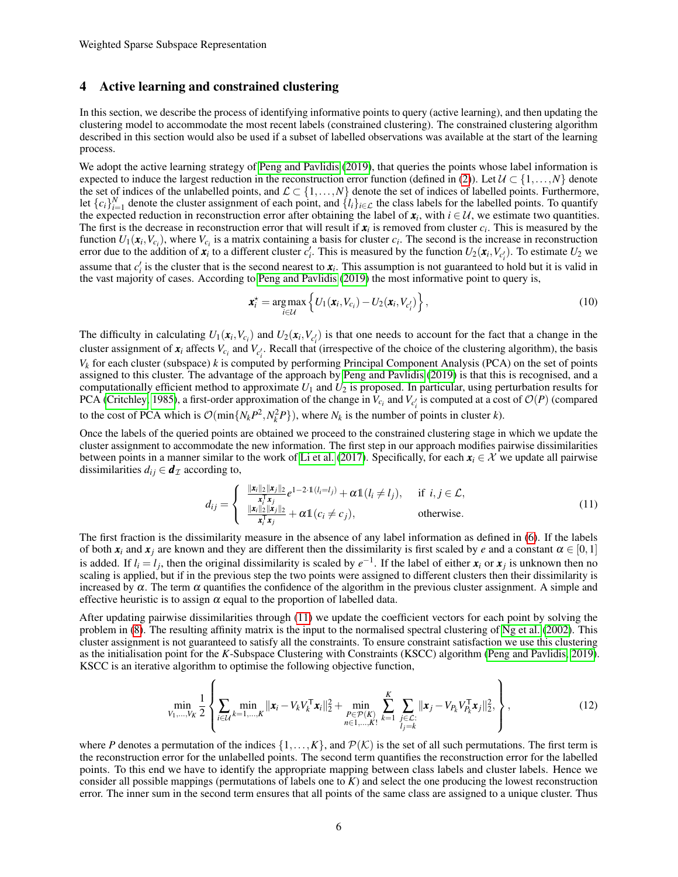## 4 Active learning and constrained clustering

In this section, we describe the process of identifying informative points to query (active learning), and then updating the clustering model to accommodate the most recent labels (constrained clustering). The constrained clustering algorithm described in this section would also be used if a subset of labelled observations was available at the start of the learning process.

We adopt the active learning strategy of Peng and Pavlidis (2019), that queries the points whose label information is expected to induce the largest reduction in the reconstruction error function (defined in (2)). Let $\mathcal{U} \subset \{1,\dots,N\}$ denote the set of indices of the unlabelled points, and $\mathcal{L} \subset \{1,\dots,N\}$ denote the set of indices of labelled points. Furthermore, let $\{c_i\}_{i=1}^N$ denote the cluster assignment of each point, and $\{l_i\}_{i\in\mathcal{L}}$ the class labels for the labelled points. To quantify the expected reduction in reconstruction error after obtaining the label of $\boldsymbol{x}_i$, with $i \in \mathcal{U}$, we estimate two quantities. The first is the decrease in reconstruction error that will result if $\boldsymbol{x}_i$ is removed from cluster $c_i$. This is measured by the function $U_1(\boldsymbol{x}_i, V_{c_i})$, where $V_{c_i}$ is a matrix containing a basis for cluster $c_i$. The second is the increase in reconstruction error due to the addition of $\boldsymbol{x}_i$ to a different cluster $c_i'$. This is measured by the function $U_2(\boldsymbol{x}_i, V_{c_i'})$. To estimate $U_2$ we assume that $c_i'$ is the cluster that is the second nearest to $\boldsymbol{x}_i$. This assumption is not guaranteed to hold but it is valid in the vast majority of cases. According to Peng and Pavlidis (2019) the most informative point to query is,

$$\boldsymbol{x}_i^\star = \underset{i\in\mathcal{U}}{\arg\max} \left\{ U_1(\boldsymbol{x}_i, V_{c_i}) - U_2(\boldsymbol{x}_i, V_{c_i'}) \right\}, \tag{10}$$

The difficulty in calculating $U_1(\boldsymbol{x}_i, V_{c_i})$ and $U_2(\boldsymbol{x}_i, V_{c_i'})$ is that one needs to account for the fact that a change in the cluster assignment of $\boldsymbol{x}_i$ affects $V_{c_i}$ and $V_{c_i'}$. Recall that (irrespective of the choice of the clustering algorithm), the basis $V_k$ for each cluster (subspace) $k$ is computed by performing Principal Component Analysis (PCA) on the set of points assigned to this cluster. The advantage of the approach by Peng and Pavlidis (2019) is that this is recognised, and a computationally efficient method to approximate $U_1$ and $U_2$ is proposed. In particular, using perturbation results for PCA (Critchley, 1985), a first-order approximation of the change in $V_{c_i}$ and $V_{c_i'}$ is computed at a cost of $\mathcal{O}(P)$ (compared to the cost of PCA which is $\mathcal{O}(\min\{N_k P^2, N_k^2 P\})$, where $N_k$ is the number of points in cluster $k$).

Once the labels of the queried points are obtained we proceed to the constrained clustering stage in which we update the cluster assignment to accommodate the new information. The first step in our approach modifies pairwise dissimilarities between points in a manner similar to the work of Li et al. (2017). Specifically, for each $\boldsymbol{x}_i \in \mathcal{X}$ we update all pairwise dissimilarities $d_{ij} \in \boldsymbol{d}_\mathcal{I}$ according to,

$$d_{ij} = \begin{cases} \frac{\|\boldsymbol{x}_i\|_2 \|\boldsymbol{x}_j\|_2}{\boldsymbol{x}_i^\mathsf{T}\boldsymbol{x}_j} e^{1-2\cdot\mathbb{1}(l_i=l_j)} + \alpha\mathbb{1}(l_i \neq l_j), & \text{if } i,j \in \mathcal{L}, \\ \frac{\|\boldsymbol{x}_i\|_2 \|\boldsymbol{x}_j\|_2}{\boldsymbol{x}_i^\mathsf{T}\boldsymbol{x}_j} + \alpha\mathbb{1}(c_i \neq c_j), & \text{otherwise.} \end{cases} \tag{11}$$

The first fraction is the dissimilarity measure in the absence of any label information as defined in (6). If the labels of both $\boldsymbol{x}_i$ and $\boldsymbol{x}_j$ are known and they are different then the dissimilarity is first scaled by $e$ and a constant $\alpha \in [0,1]$ is added. If $l_i = l_j$, then the original dissimilarity is scaled by $e^{-1}$. If the label of either $\boldsymbol{x}_i$ or $\boldsymbol{x}_j$ is unknown then no scaling is applied, but if in the previous step the two points were assigned to different clusters then their dissimilarity is increased by $\alpha$. The term $\alpha$ quantifies the confidence of the algorithm in the previous cluster assignment. A simple and effective heuristic is to assign $\alpha$ equal to the proportion of labelled data.

After updating pairwise dissimilarities through (11) we update the coefficient vectors for each point by solving the problem in (8). The resulting affinity matrix is the input to the normalised spectral clustering of Ng et al. (2002). This cluster assignment is not guaranteed to satisfy all the constraints. To ensure constraint satisfaction we use this clustering as the initialisation point for the $K$-Subspace Clustering with Constraints (KSCC) algorithm (Peng and Pavlidis, 2019). KSCC is an iterative algorithm to optimise the following objective function,

$$\min_{V_1,\dots,V_K} \frac{1}{2} \left\{ \sum_{i\in\mathcal{U}} \min_{k=1,\dots,K} \|\boldsymbol{x}_i - V_k V_k^\mathsf{T}\boldsymbol{x}_i\|_2^2 + \min_{\substack{P\in\mathcal{P}(K) \\ n\in 1,\dots,K!}} \sum_{k=1}^{K} \sum_{\substack{j\in\mathcal{L}: \\ l_j=k}} \|\boldsymbol{x}_j - V_{P_k} V_{P_k}^\mathsf{T}\boldsymbol{x}_j\|_2^2, \right\}, \tag{12}$$

where $P$ denotes a permutation of the indices $\{1,\dots,K\}$, and $\mathcal{P}(\mathcal{K})$ is the set of all such permutations. The first term is the reconstruction error for the unlabelled points. The second term quantifies the reconstruction error for the labelled points. To this end we have to identify the appropriate mapping between class labels and cluster labels. Hence we consider all possible mappings (permutations of labels one to $K$) and select the one producing the lowest reconstruction error. The inner sum in the second term ensures that all points of the same class are assigned to a unique cluster. Thus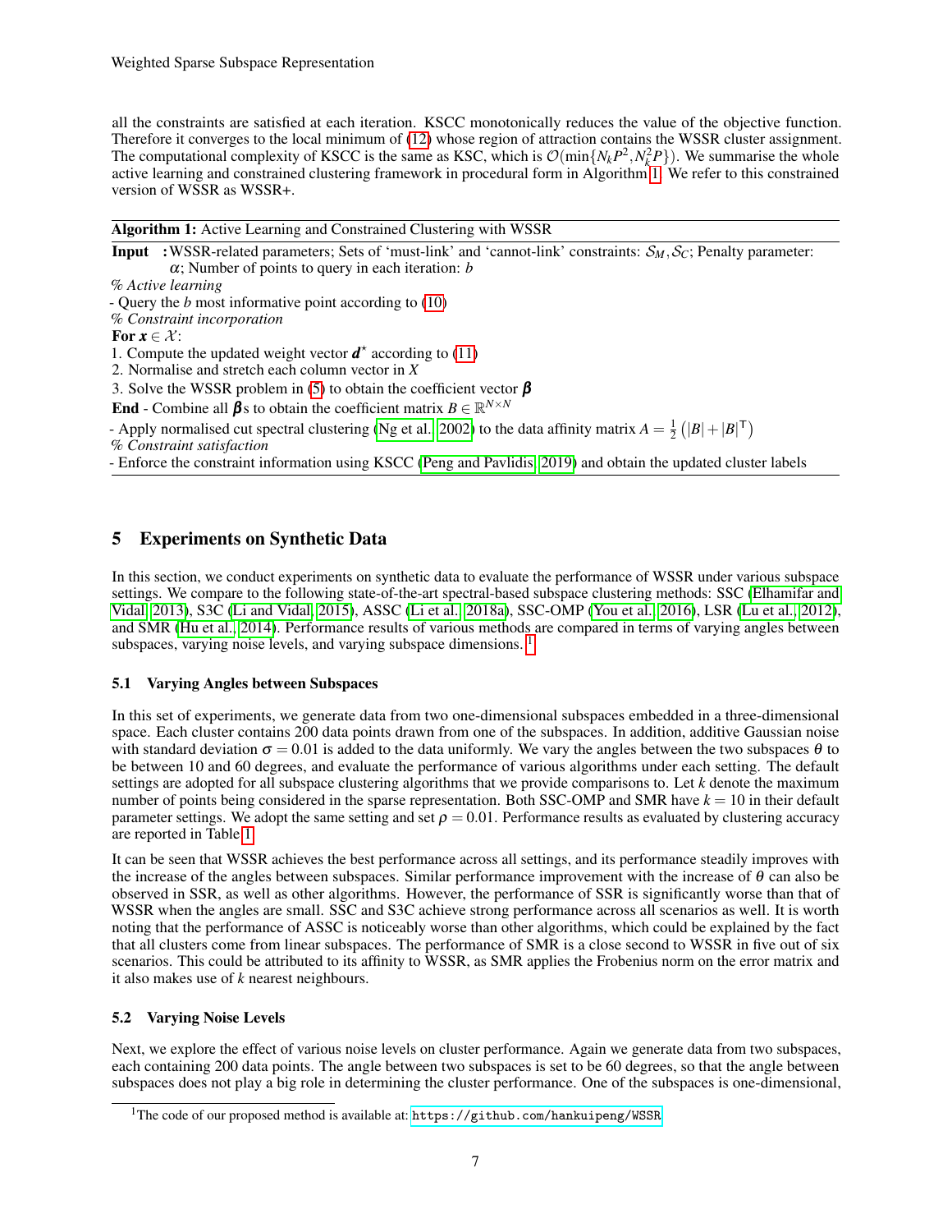all the constraints are satisfied at each iteration. KSCC monotonically reduces the value of the objective function. Therefore it converges to the local minimum of (12) whose region of attraction contains the WSSR cluster assignment. The computational complexity of KSCC is the same as KSC, which is $\mathcal{O}(\min\{N_k P^2, N_k^2 P\})$. We summarise the whole active learning and constrained clustering framework in procedural form in Algorithm 1. We refer to this constrained version of WSSR as WSSR+.

---

**Algorithm 1:** Active Learning and Constrained Clustering with WSSR

---

**Input :** WSSR-related parameters; Sets of 'must-link' and 'cannot-link' constraints: $\mathcal{S}_M, \mathcal{S}_C$; Penalty parameter: $\alpha$; Number of points to query in each iteration: $b$

*% Active learning*

- Query the $b$ most informative point according to (10)

*% Constraint incorporation*

**For** $\boldsymbol{x} \in \mathcal{X}$:

1. Compute the updated weight vector $\boldsymbol{d}^{\star}$ according to (11)
2. Normalise and stretch each column vector in $X$
3. Solve the WSSR problem in (5) to obtain the coefficient vector $\boldsymbol{\beta}$

**End** - Combine all $\boldsymbol{\beta}$s to obtain the coefficient matrix $B \in \mathbb{R}^{N \times N}$

- Apply normalised cut spectral clustering (Ng et al. 2002) to the data affinity matrix $A = \frac{1}{2}\left(|B| + |B|^{\intercal}\right)$

*% Constraint satisfaction*

- Enforce the constraint information using KSCC (Peng and Pavlidis 2019) and obtain the updated cluster labels

---

## 5 Experiments on Synthetic Data

In this section, we conduct experiments on synthetic data to evaluate the performance of WSSR under various subspace settings. We compare to the following state-of-the-art spectral-based subspace clustering methods: SSC (Elhamifar and Vidal 2013), S3C (Li and Vidal 2015), ASSC (Li et al. 2018a), SSC-OMP (You et al. 2016), LSR (Lu et al. 2012), and SMR (Hu et al. 2014). Performance results of various methods are compared in terms of varying angles between subspaces, varying noise levels, and varying subspace dimensions. [1]

### 5.1 Varying Angles between Subspaces

In this set of experiments, we generate data from two one-dimensional subspaces embedded in a three-dimensional space. Each cluster contains 200 data points drawn from one of the subspaces. In addition, additive Gaussian noise with standard deviation $\sigma = 0.01$ is added to the data uniformly. We vary the angles between the two subspaces $\theta$ to be between 10 and 60 degrees, and evaluate the performance of various algorithms under each setting. The default settings are adopted for all subspace clustering algorithms that we provide comparisons to. Let $k$ denote the maximum number of points being considered in the sparse representation. Both SSC-OMP and SMR have $k = 10$ in their default parameter settings. We adopt the same setting and set $\rho = 0.01$. Performance results as evaluated by clustering accuracy are reported in Table 1.

It can be seen that WSSR achieves the best performance across all settings, and its performance steadily improves with the increase of the angles between subspaces. Similar performance improvement with the increase of $\theta$ can also be observed in SSR, as well as other algorithms. However, the performance of SSR is significantly worse than that of WSSR when the angles are small. SSC and S3C achieve strong performance across all scenarios as well. It is worth noting that the performance of ASSC is noticeably worse than other algorithms, which could be explained by the fact that all clusters come from linear subspaces. The performance of SMR is a close second to WSSR in five out of six scenarios. This could be attributed to its affinity to WSSR, as SMR applies the Frobenius norm on the error matrix and it also makes use of $k$ nearest neighbours.

### 5.2 Varying Noise Levels

Next, we explore the effect of various noise levels on cluster performance. Again we generate data from two subspaces, each containing 200 data points. The angle between two subspaces is set to be 60 degrees, so that the angle between subspaces does not play a big role in determining the cluster performance. One of the subspaces is one-dimensional,

[1] The code of our proposed method is available at: `https://github.com/hankuipeng/WSSR`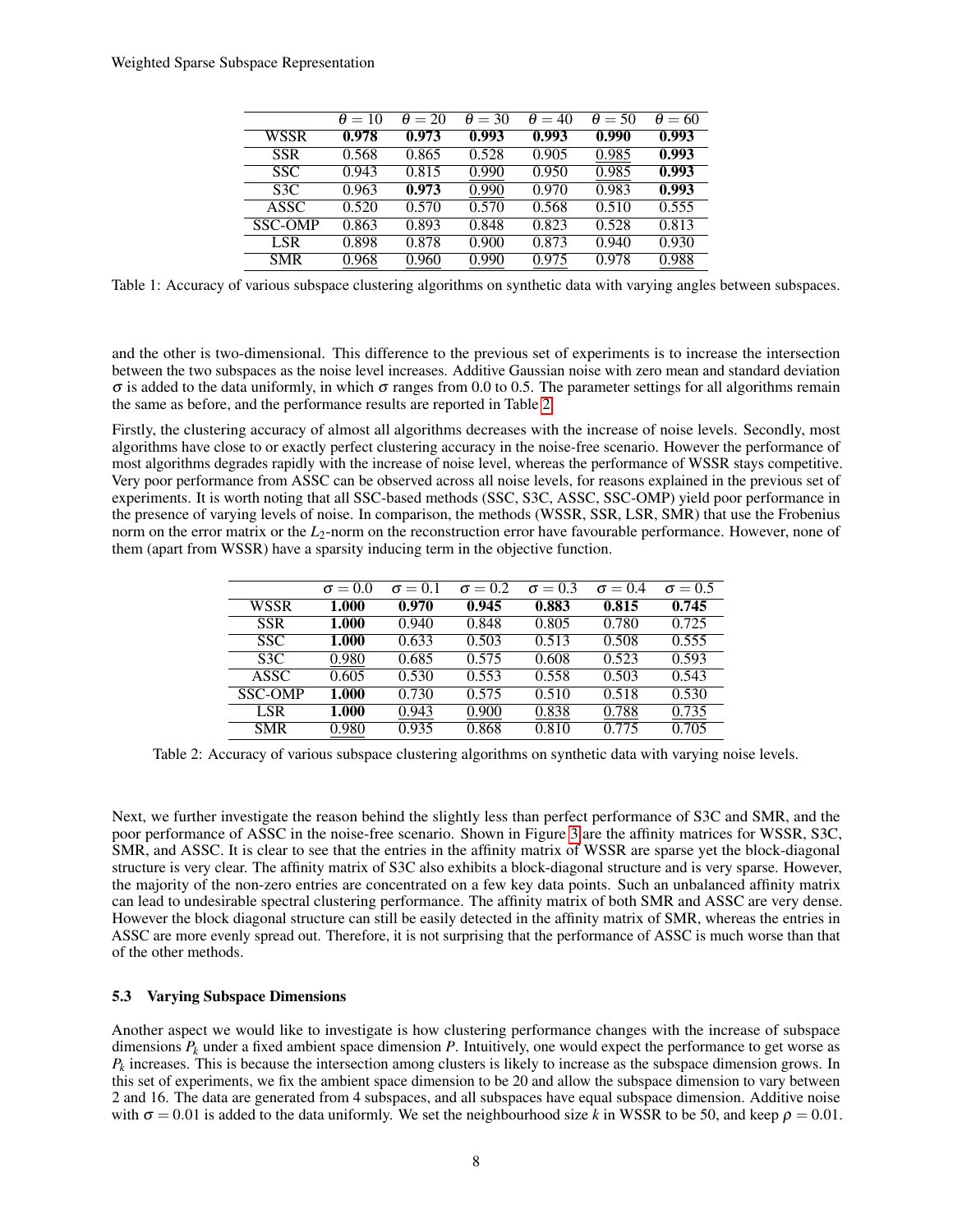|  | $\theta = 10$ | $\theta = 20$ | $\theta = 30$ | $\theta = 40$ | $\theta = 50$ | $\theta = 60$ |
|---|---|---|---|---|---|---|
| WSSR | **0.978** | **0.973** | **0.993** | **0.993** | **0.990** | **0.993** |
| SSR | 0.568 | 0.865 | 0.528 | 0.905 | 0.985 | **0.993** |
| SSC | 0.943 | 0.815 | 0.990 | 0.950 | 0.985 | **0.993** |
| S3C | 0.963 | **0.973** | 0.990 | 0.970 | 0.983 | **0.993** |
| ASSC | 0.520 | 0.570 | 0.570 | 0.568 | 0.510 | 0.555 |
| SSC-OMP | 0.863 | 0.893 | 0.848 | 0.823 | 0.528 | 0.813 |
| LSR | 0.898 | 0.878 | 0.900 | 0.873 | 0.940 | 0.930 |
| SMR | 0.968 | 0.960 | 0.990 | 0.975 | 0.978 | 0.988 |

Table 1: Accuracy of various subspace clustering algorithms on synthetic data with varying angles between subspaces.

and the other is two-dimensional. This difference to the previous set of experiments is to increase the intersection between the two subspaces as the noise level increases. Additive Gaussian noise with zero mean and standard deviation $\sigma$ is added to the data uniformly, in which $\sigma$ ranges from 0.0 to 0.5. The parameter settings for all algorithms remain the same as before, and the performance results are reported in Table 2.

Firstly, the clustering accuracy of almost all algorithms decreases with the increase of noise levels. Secondly, most algorithms have close to or exactly perfect clustering accuracy in the noise-free scenario. However the performance of most algorithms degrades rapidly with the increase of noise level, whereas the performance of WSSR stays competitive. Very poor performance from ASSC can be observed across all noise levels, for reasons explained in the previous set of experiments. It is worth noting that all SSC-based methods (SSC, S3C, ASSC, SSC-OMP) yield poor performance in the presence of varying levels of noise. In comparison, the methods (WSSR, SSR, LSR, SMR) that use the Frobenius norm on the error matrix or the $L_2$-norm on the reconstruction error have favourable performance. However, none of them (apart from WSSR) have a sparsity inducing term in the objective function.

|  | $\sigma = 0.0$ | $\sigma = 0.1$ | $\sigma = 0.2$ | $\sigma = 0.3$ | $\sigma = 0.4$ | $\sigma = 0.5$ |
|---|---|---|---|---|---|---|
| WSSR | **1.000** | **0.970** | **0.945** | **0.883** | **0.815** | **0.745** |
| SSR | **1.000** | 0.940 | 0.848 | 0.805 | 0.780 | 0.725 |
| SSC | **1.000** | 0.633 | 0.503 | 0.513 | 0.508 | 0.555 |
| S3C | 0.980 | 0.685 | 0.575 | 0.608 | 0.523 | 0.593 |
| ASSC | 0.605 | 0.530 | 0.553 | 0.558 | 0.503 | 0.543 |
| SSC-OMP | **1.000** | 0.730 | 0.575 | 0.510 | 0.518 | 0.530 |
| LSR | **1.000** | 0.943 | 0.900 | 0.838 | 0.788 | 0.735 |
| SMR | 0.980 | 0.935 | 0.868 | 0.810 | 0.775 | 0.705 |

Table 2: Accuracy of various subspace clustering algorithms on synthetic data with varying noise levels.

Next, we further investigate the reason behind the slightly less than perfect performance of S3C and SMR, and the poor performance of ASSC in the noise-free scenario. Shown in Figure 3 are the affinity matrices for WSSR, S3C, SMR, and ASSC. It is clear to see that the entries in the affinity matrix of WSSR are sparse yet the block-diagonal structure is very clear. The affinity matrix of S3C also exhibits a block-diagonal structure and is very sparse. However, the majority of the non-zero entries are concentrated on a few key data points. Such an unbalanced affinity matrix can lead to undesirable spectral clustering performance. The affinity matrix of both SMR and ASSC are very dense. However the block diagonal structure can still be easily detected in the affinity matrix of SMR, whereas the entries in ASSC are more evenly spread out. Therefore, it is not surprising that the performance of ASSC is much worse than that of the other methods.

### 5.3 Varying Subspace Dimensions

Another aspect we would like to investigate is how clustering performance changes with the increase of subspace dimensions $P_k$ under a fixed ambient space dimension $P$. Intuitively, one would expect the performance to get worse as $P_k$ increases. This is because the intersection among clusters is likely to increase as the subspace dimension grows. In this set of experiments, we fix the ambient space dimension to be 20 and allow the subspace dimension to vary between 2 and 16. The data are generated from 4 subspaces, and all subspaces have equal subspace dimension. Additive noise with $\sigma = 0.01$ is added to the data uniformly. We set the neighbourhood size $k$ in WSSR to be 50, and keep $\rho = 0.01$.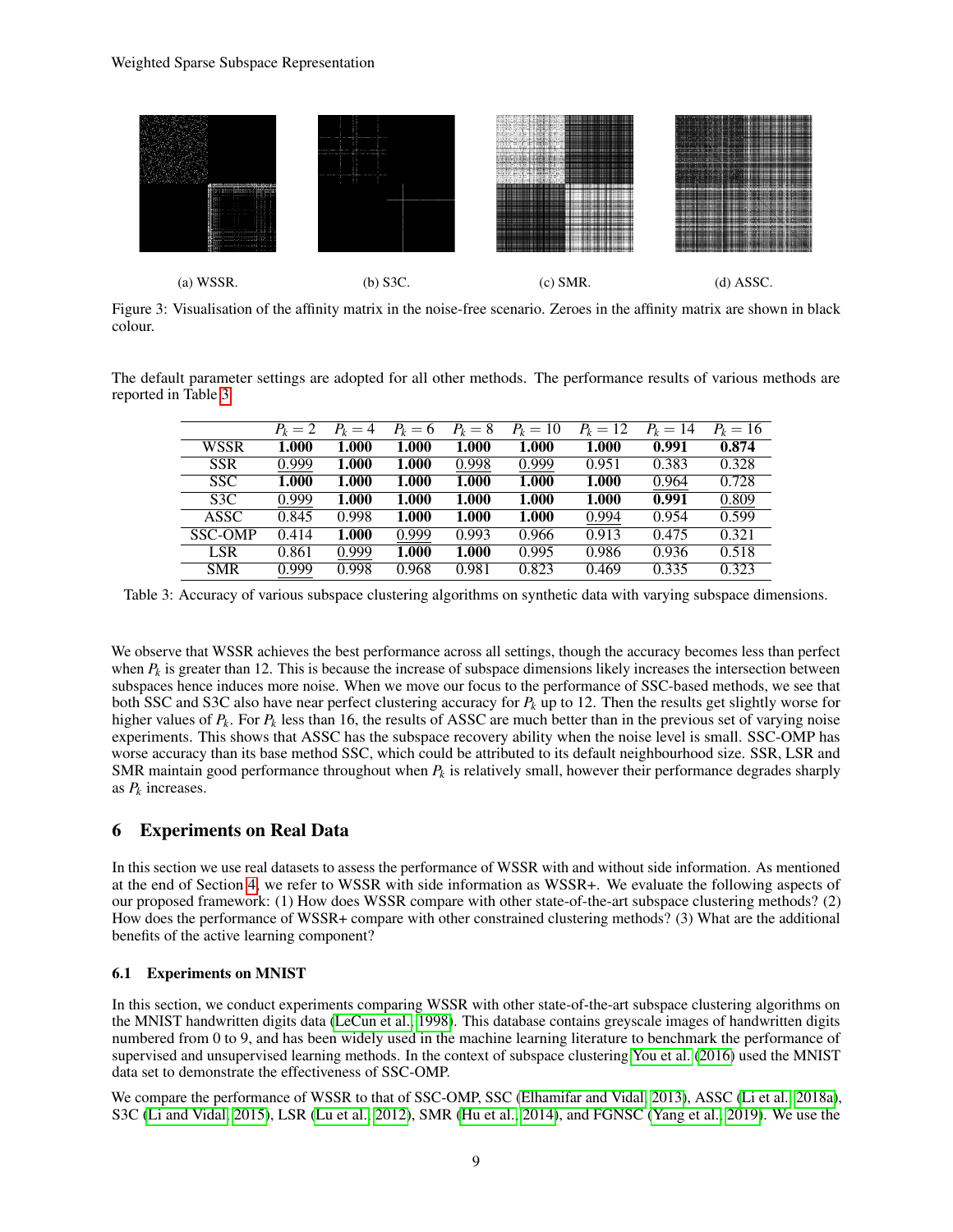(a) WSSR. (b) S3C. (c) SMR. (d) ASSC.

Figure 3: Visualisation of the affinity matrix in the noise-free scenario. Zeroes in the affinity matrix are shown in black colour.

The default parameter settings are adopted for all other methods. The performance results of various methods are reported in Table 3.

| | $P_k = 2$ | $P_k = 4$ | $P_k = 6$ | $P_k = 8$ | $P_k = 10$ | $P_k = 12$ | $P_k = 14$ | $P_k = 16$ |
|---|---|---|---|---|---|---|---|---|
| WSSR | **1.000** | **1.000** | **1.000** | **1.000** | **1.000** | **1.000** | **0.991** | **0.874** |
| SSR | 0.999 | **1.000** | **1.000** | 0.998 | 0.999 | 0.951 | 0.383 | 0.328 |
| SSC | **1.000** | **1.000** | **1.000** | **1.000** | **1.000** | **1.000** | 0.964 | 0.728 |
| S3C | 0.999 | **1.000** | **1.000** | **1.000** | **1.000** | **1.000** | **0.991** | 0.809 |
| ASSC | 0.845 | 0.998 | **1.000** | **1.000** | **1.000** | 0.994 | 0.954 | 0.599 |
| SSC-OMP | 0.414 | **1.000** | 0.999 | 0.993 | 0.966 | 0.913 | 0.475 | 0.321 |
| LSR | 0.861 | 0.999 | **1.000** | **1.000** | 0.995 | 0.986 | 0.936 | 0.518 |
| SMR | 0.999 | 0.998 | 0.968 | 0.981 | 0.823 | 0.469 | 0.335 | 0.323 |

Table 3: Accuracy of various subspace clustering algorithms on synthetic data with varying subspace dimensions.

We observe that WSSR achieves the best performance across all settings, though the accuracy becomes less than perfect when $P_k$ is greater than 12. This is because the increase of subspace dimensions likely increases the intersection between subspaces hence induces more noise. When we move our focus to the performance of SSC-based methods, we see that both SSC and S3C also have near perfect clustering accuracy for $P_k$ up to 12. Then the results get slightly worse for higher values of $P_k$. For $P_k$ less than 16, the results of ASSC are much better than in the previous set of varying noise experiments. This shows that ASSC has the subspace recovery ability when the noise level is small. SSC-OMP has worse accuracy than its base method SSC, which could be attributed to its default neighbourhood size. SSR, LSR and SMR maintain good performance throughout when $P_k$ is relatively small, however their performance degrades sharply as $P_k$ increases.

## 6 Experiments on Real Data

In this section we use real datasets to assess the performance of WSSR with and without side information. As mentioned at the end of Section 4, we refer to WSSR with side information as WSSR+. We evaluate the following aspects of our proposed framework: (1) How does WSSR compare with other state-of-the-art subspace clustering methods? (2) How does the performance of WSSR+ compare with other constrained clustering methods? (3) What are the additional benefits of the active learning component?

### 6.1 Experiments on MNIST

In this section, we conduct experiments comparing WSSR with other state-of-the-art subspace clustering algorithms on the MNIST handwritten digits data (LeCun et al., 1998). This database contains greyscale images of handwritten digits numbered from 0 to 9, and has been widely used in the machine learning literature to benchmark the performance of supervised and unsupervised learning methods. In the context of subspace clustering You et al. (2016) used the MNIST data set to demonstrate the effectiveness of SSC-OMP.

We compare the performance of WSSR to that of SSC-OMP, SSC (Elhamifar and Vidal, 2013), ASSC (Li et al., 2018a), S3C (Li and Vidal, 2015), LSR (Lu et al., 2012), SMR (Hu et al., 2014), and FGNSC (Yang et al., 2019). We use the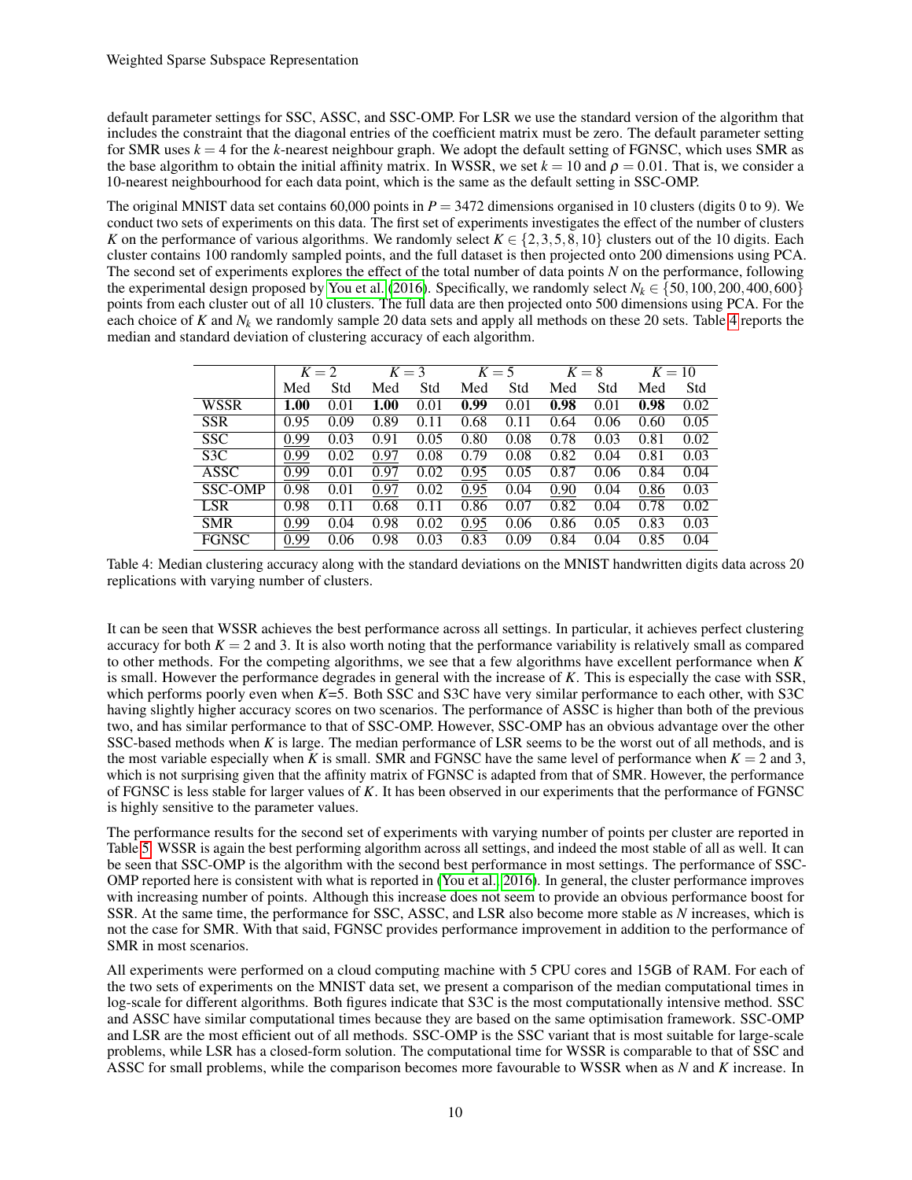default parameter settings for SSC, ASSC, and SSC-OMP. For LSR we use the standard version of the algorithm that includes the constraint that the diagonal entries of the coefficient matrix must be zero. The default parameter setting for SMR uses $k = 4$ for the $k$-nearest neighbour graph. We adopt the default setting of FGNSC, which uses SMR as the base algorithm to obtain the initial affinity matrix. In WSSR, we set $k = 10$ and $\rho = 0.01$. That is, we consider a 10-nearest neighbourhood for each data point, which is the same as the default setting in SSC-OMP.

The original MNIST data set contains 60,000 points in $P = 3472$ dimensions organised in 10 clusters (digits 0 to 9). We conduct two sets of experiments on this data. The first set of experiments investigates the effect of the number of clusters $K$ on the performance of various algorithms. We randomly select $K \in \{2, 3, 5, 8, 10\}$ clusters out of the 10 digits. Each cluster contains 100 randomly sampled points, and the full dataset is then projected onto 200 dimensions using PCA. The second set of experiments explores the effect of the total number of data points $N$ on the performance, following the experimental design proposed by You et al. (2016). Specifically, we randomly select $N_k \in \{50, 100, 200, 400, 600\}$ points from each cluster out of all 10 clusters. The full data are then projected onto 500 dimensions using PCA. For the each choice of $K$ and $N_k$ we randomly sample 20 data sets and apply all methods on these 20 sets. Table 4 reports the median and standard deviation of clustering accuracy of each algorithm.

| | $K=2$ | | $K=3$ | | $K=5$ | | $K=8$ | | $K=10$ | |
|---|---|---|---|---|---|---|---|---|---|---|
| | Med | Std | Med | Std | Med | Std | Med | Std | Med | Std |
| WSSR | **1.00** | 0.01 | **1.00** | 0.01 | **0.99** | 0.01 | **0.98** | 0.01 | **0.98** | 0.02 |
| SSR | 0.95 | 0.09 | 0.89 | 0.11 | 0.68 | 0.11 | 0.64 | 0.06 | 0.60 | 0.05 |
| SSC | <u>0.99</u> | 0.03 | 0.91 | 0.05 | 0.80 | 0.08 | 0.78 | 0.03 | 0.81 | 0.02 |
| S3C | <u>0.99</u> | 0.02 | <u>0.97</u> | 0.08 | 0.79 | 0.08 | 0.82 | 0.04 | 0.81 | 0.03 |
| ASSC | <u>0.99</u> | 0.01 | <u>0.97</u> | 0.02 | <u>0.95</u> | 0.05 | 0.87 | 0.06 | 0.84 | 0.04 |
| SSC-OMP | 0.98 | 0.01 | <u>0.97</u> | 0.02 | <u>0.95</u> | 0.04 | <u>0.90</u> | 0.04 | <u>0.86</u> | 0.03 |
| LSR | 0.98 | 0.11 | 0.68 | 0.11 | 0.86 | 0.07 | 0.82 | 0.04 | 0.78 | 0.02 |
| SMR | <u>0.99</u> | 0.04 | 0.98 | 0.02 | <u>0.95</u> | 0.06 | 0.86 | 0.05 | 0.83 | 0.03 |
| FGNSC | <u>0.99</u> | 0.06 | 0.98 | 0.03 | 0.83 | 0.09 | 0.84 | 0.04 | 0.85 | 0.04 |

Table 4: Median clustering accuracy along with the standard deviations on the MNIST handwritten digits data across 20 replications with varying number of clusters.

It can be seen that WSSR achieves the best performance across all settings. In particular, it achieves perfect clustering accuracy for both $K = 2$ and 3. It is also worth noting that the performance variability is relatively small as compared to other methods. For the competing algorithms, we see that a few algorithms have excellent performance when $K$ is small. However the performance degrades in general with the increase of $K$. This is especially the case with SSR, which performs poorly even when $K$=5. Both SSC and S3C have very similar performance to each other, with S3C having slightly higher accuracy scores on two scenarios. The performance of ASSC is higher than both of the previous two, and has similar performance to that of SSC-OMP. However, SSC-OMP has an obvious advantage over the other SSC-based methods when $K$ is large. The median performance of LSR seems to be the worst out of all methods, and is the most variable especially when $K$ is small. SMR and FGNSC have the same level of performance when $K = 2$ and 3, which is not surprising given that the affinity matrix of FGNSC is adapted from that of SMR. However, the performance of FGNSC is less stable for larger values of $K$. It has been observed in our experiments that the performance of FGNSC is highly sensitive to the parameter values.

The performance results for the second set of experiments with varying number of points per cluster are reported in Table 5. WSSR is again the best performing algorithm across all settings, and indeed the most stable of all as well. It can be seen that SSC-OMP is the algorithm with the second best performance in most settings. The performance of SSC-OMP reported here is consistent with what is reported in (You et al., 2016). In general, the cluster performance improves with increasing number of points. Although this increase does not seem to provide an obvious performance boost for SSR. At the same time, the performance for SSC, ASSC, and LSR also become more stable as $N$ increases, which is not the case for SMR. With that said, FGNSC provides performance improvement in addition to the performance of SMR in most scenarios.

All experiments were performed on a cloud computing machine with 5 CPU cores and 15GB of RAM. For each of the two sets of experiments on the MNIST data set, we present a comparison of the median computational times in log-scale for different algorithms. Both figures indicate that S3C is the most computationally intensive method. SSC and ASSC have similar computational times because they are based on the same optimisation framework. SSC-OMP and LSR are the most efficient out of all methods. SSC-OMP is the SSC variant that is most suitable for large-scale problems, while LSR has a closed-form solution. The computational time for WSSR is comparable to that of SSC and ASSC for small problems, while the comparison becomes more favourable to WSSR when as $N$ and $K$ increase. In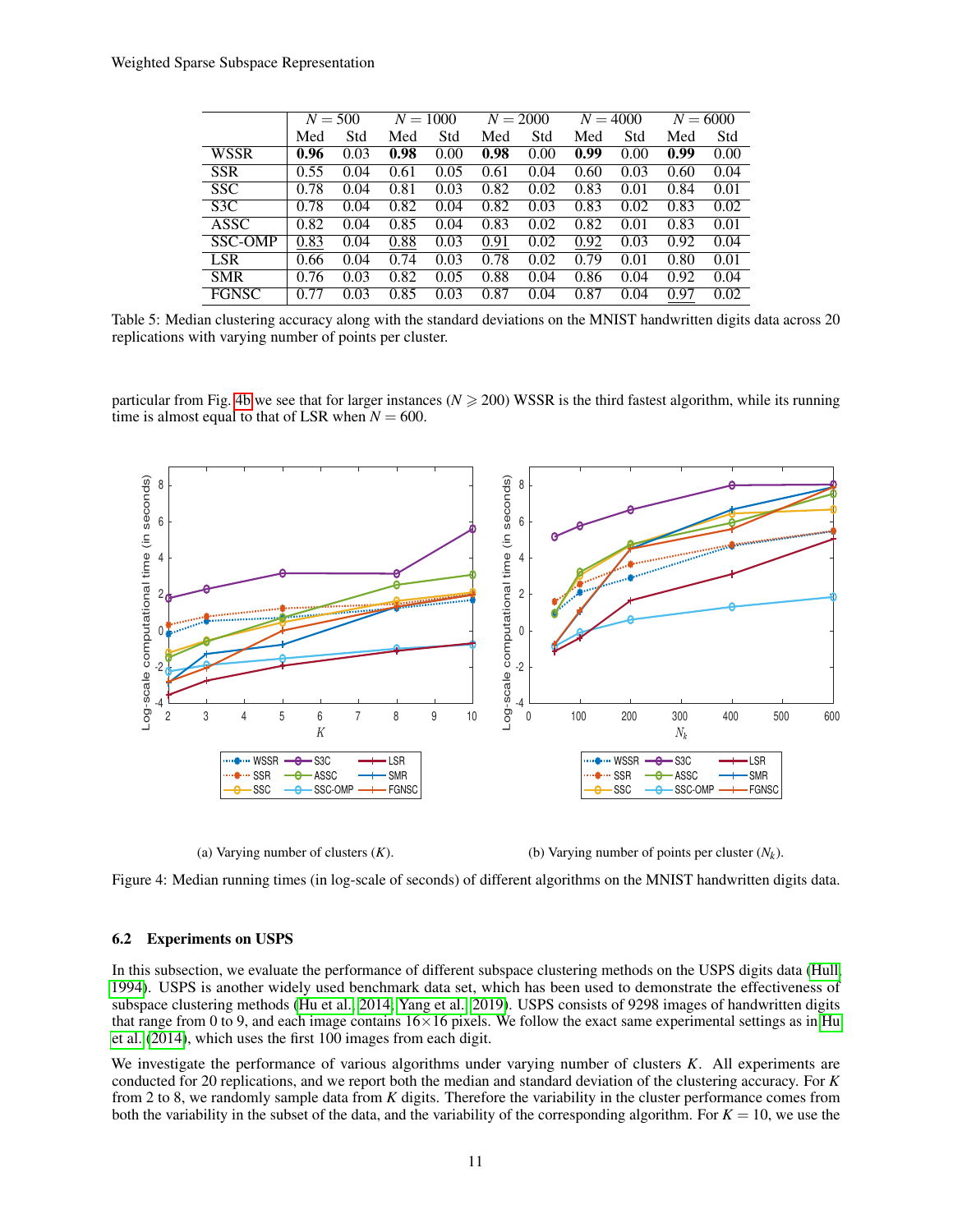|  | $N = 500$ |  | $N = 1000$ |  | $N = 2000$ |  | $N = 4000$ |  | $N = 6000$ |  |
|---|---|---|---|---|---|---|---|---|---|---|
|  | Med | Std | Med | Std | Med | Std | Med | Std | Med | Std |
| WSSR | **0.96** | 0.03 | **0.98** | 0.00 | **0.98** | 0.00 | **0.99** | 0.00 | **0.99** | 0.00 |
| SSR | 0.55 | 0.04 | 0.61 | 0.05 | 0.61 | 0.04 | 0.60 | 0.03 | 0.60 | 0.04 |
| SSC | 0.78 | 0.04 | 0.81 | 0.03 | 0.82 | 0.02 | 0.83 | 0.01 | 0.84 | 0.01 |
| S3C | 0.78 | 0.04 | 0.82 | 0.04 | 0.82 | 0.03 | 0.83 | 0.02 | 0.83 | 0.02 |
| ASSC | 0.82 | 0.04 | 0.85 | 0.04 | 0.83 | 0.02 | 0.82 | 0.01 | 0.83 | 0.01 |
| SSC-OMP | <u>0.83</u> | 0.04 | <u>0.88</u> | 0.03 | <u>0.91</u> | 0.02 | <u>0.92</u> | 0.03 | 0.92 | 0.04 |
| LSR | 0.66 | 0.04 | 0.74 | 0.03 | 0.78 | 0.02 | 0.79 | 0.01 | 0.80 | 0.01 |
| SMR | 0.76 | 0.03 | 0.82 | 0.05 | 0.88 | 0.04 | 0.86 | 0.04 | 0.92 | 0.04 |
| FGNSC | 0.77 | 0.03 | 0.85 | 0.03 | 0.87 | 0.04 | 0.87 | 0.04 | <u>0.97</u> | 0.02 |

Table 5: Median clustering accuracy along with the standard deviations on the MNIST handwritten digits data across 20 replications with varying number of points per cluster.

particular from Fig. 4b we see that for larger instances ($N \geqslant 200$) WSSR is the third fastest algorithm, while its running time is almost equal to that of LSR when $N = 600$.

(a) Varying number of clusters ($K$).

(b) Varying number of points per cluster ($N_k$).

Figure 4: Median running times (in log-scale of seconds) of different algorithms on the MNIST handwritten digits data.

### 6.2 Experiments on USPS

In this subsection, we evaluate the performance of different subspace clustering methods on the USPS digits data (Hull, 1994). USPS is another widely used benchmark data set, which has been used to demonstrate the effectiveness of subspace clustering methods (Hu et al., 2014; Yang et al., 2019). USPS consists of 9298 images of handwritten digits that range from 0 to 9, and each image contains $16 \times 16$ pixels. We follow the exact same experimental settings as in Hu et al. (2014), which uses the first 100 images from each digit.

We investigate the performance of various algorithms under varying number of clusters $K$. All experiments are conducted for 20 replications, and we report both the median and standard deviation of the clustering accuracy. For $K$ from 2 to 8, we randomly sample data from $K$ digits. Therefore the variability in the cluster performance comes from both the variability in the subset of the data, and the variability of the corresponding algorithm. For $K = 10$, we use the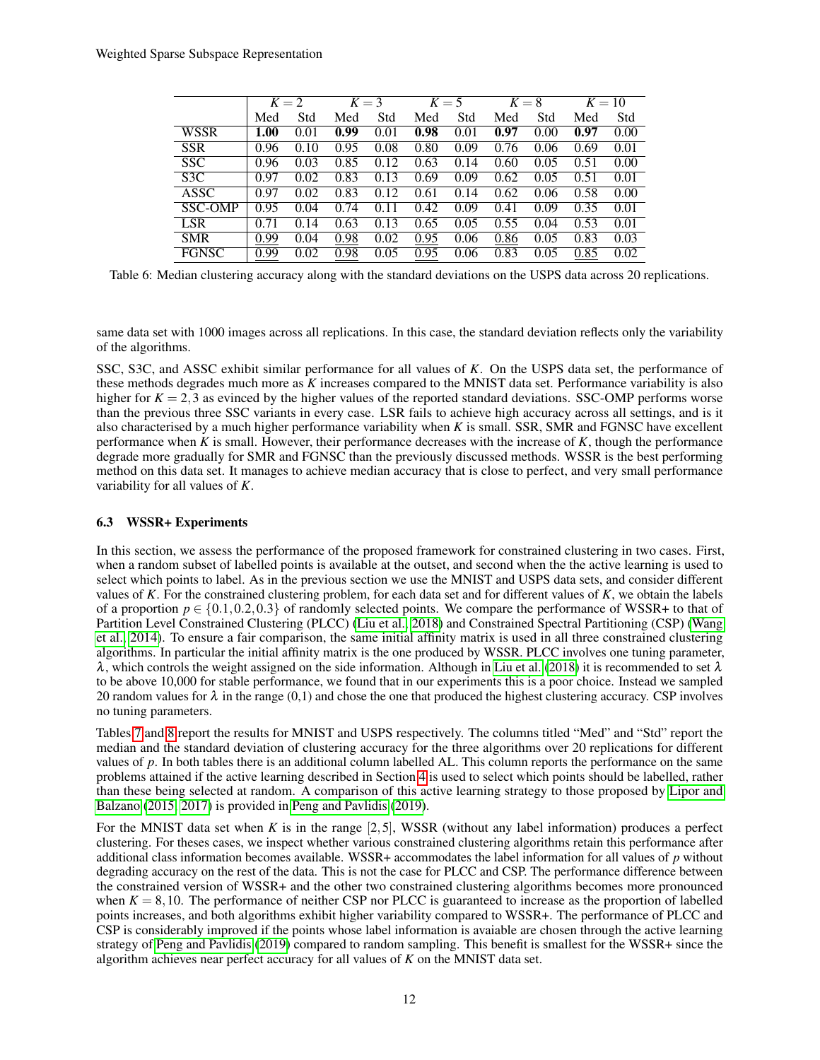| | $K=2$ | | $K=3$ | | $K=5$ | | $K=8$ | | $K=10$ | |
|---|---|---|---|---|---|---|---|---|---|---|
| | Med | Std | Med | Std | Med | Std | Med | Std | Med | Std |
| WSSR | **1.00** | 0.01 | **0.99** | 0.01 | **0.98** | 0.01 | **0.97** | 0.00 | **0.97** | 0.00 |
| SSR | 0.96 | 0.10 | 0.95 | 0.08 | 0.80 | 0.09 | 0.76 | 0.06 | 0.69 | 0.01 |
| SSC | 0.96 | 0.03 | 0.85 | 0.12 | 0.63 | 0.14 | 0.60 | 0.05 | 0.51 | 0.00 |
| S3C | 0.97 | 0.02 | 0.83 | 0.13 | 0.69 | 0.09 | 0.62 | 0.05 | 0.51 | 0.01 |
| ASSC | 0.97 | 0.02 | 0.83 | 0.12 | 0.61 | 0.14 | 0.62 | 0.06 | 0.58 | 0.00 |
| SSC-OMP | 0.95 | 0.04 | 0.74 | 0.11 | 0.42 | 0.09 | 0.41 | 0.09 | 0.35 | 0.01 |
| LSR | 0.71 | 0.14 | 0.63 | 0.13 | 0.65 | 0.05 | 0.55 | 0.04 | 0.53 | 0.01 |
| SMR | <u>0.99</u> | 0.04 | <u>0.98</u> | 0.02 | <u>0.95</u> | 0.06 | <u>0.86</u> | 0.05 | 0.83 | 0.03 |
| FGNSC | <u>0.99</u> | 0.02 | <u>0.98</u> | 0.05 | <u>0.95</u> | 0.06 | 0.83 | 0.05 | <u>0.85</u> | 0.02 |

Table 6: Median clustering accuracy along with the standard deviations on the USPS data across 20 replications.

same data set with 1000 images across all replications. In this case, the standard deviation reflects only the variability of the algorithms.

SSC, S3C, and ASSC exhibit similar performance for all values of $K$. On the USPS data set, the performance of these methods degrades much more as $K$ increases compared to the MNIST data set. Performance variability is also higher for $K = 2, 3$ as evinced by the higher values of the reported standard deviations. SSC-OMP performs worse than the previous three SSC variants in every case. LSR fails to achieve high accuracy across all settings, and is it also characterised by a much higher performance variability when $K$ is small. SSR, SMR and FGNSC have excellent performance when $K$ is small. However, their performance decreases with the increase of $K$, though the performance degrade more gradually for SMR and FGNSC than the previously discussed methods. WSSR is the best performing method on this data set. It manages to achieve median accuracy that is close to perfect, and very small performance variability for all values of $K$.

### 6.3 WSSR+ Experiments

In this section, we assess the performance of the proposed framework for constrained clustering in two cases. First, when a random subset of labelled points is available at the outset, and second when the the active learning is used to select which points to label. As in the previous section we use the MNIST and USPS data sets, and consider different values of $K$. For the constrained clustering problem, for each data set and for different values of $K$, we obtain the labels of a proportion $p \in \{0.1, 0.2, 0.3\}$ of randomly selected points. We compare the performance of WSSR+ to that of Partition Level Constrained Clustering (PLCC) (Liu et al., 2018) and Constrained Spectral Partitioning (CSP) (Wang et al., 2014). To ensure a fair comparison, the same initial affinity matrix is used in all three constrained clustering algorithms. In particular the initial affinity matrix is the one produced by WSSR. PLCC involves one tuning parameter, $\lambda$, which controls the weight assigned on the side information. Although in Liu et al. (2018) it is recommended to set $\lambda$ to be above 10,000 for stable performance, we found that in our experiments this is a poor choice. Instead we sampled 20 random values for $\lambda$ in the range (0,1) and chose the one that produced the highest clustering accuracy. CSP involves no tuning parameters.

Tables 7 and 8 report the results for MNIST and USPS respectively. The columns titled "Med" and "Std" report the median and the standard deviation of clustering accuracy for the three algorithms over 20 replications for different values of $p$. In both tables there is an additional column labelled AL. This column reports the performance on the same problems attained if the active learning described in Section 4 is used to select which points should be labelled, rather than these being selected at random. A comparison of this active learning strategy to those proposed by Lipor and Balzano (2015, 2017) is provided in Peng and Pavlidis (2019).

For the MNIST data set when $K$ is in the range $[2, 5]$, WSSR (without any label information) produces a perfect clustering. For theses cases, we inspect whether various constrained clustering algorithms retain this performance after additional class information becomes available. WSSR+ accommodates the label information for all values of $p$ without degrading accuracy on the rest of the data. This is not the case for PLCC and CSP. The performance difference between the constrained version of WSSR+ and the other two constrained clustering algorithms becomes more pronounced when $K = 8, 10$. The performance of neither CSP nor PLCC is guaranteed to increase as the proportion of labelled points increases, and both algorithms exhibit higher variability compared to WSSR+. The performance of PLCC and CSP is considerably improved if the points whose label information is avaiable are chosen through the active learning strategy of Peng and Pavlidis (2019) compared to random sampling. This benefit is smallest for the WSSR+ since the algorithm achieves near perfect accuracy for all values of $K$ on the MNIST data set.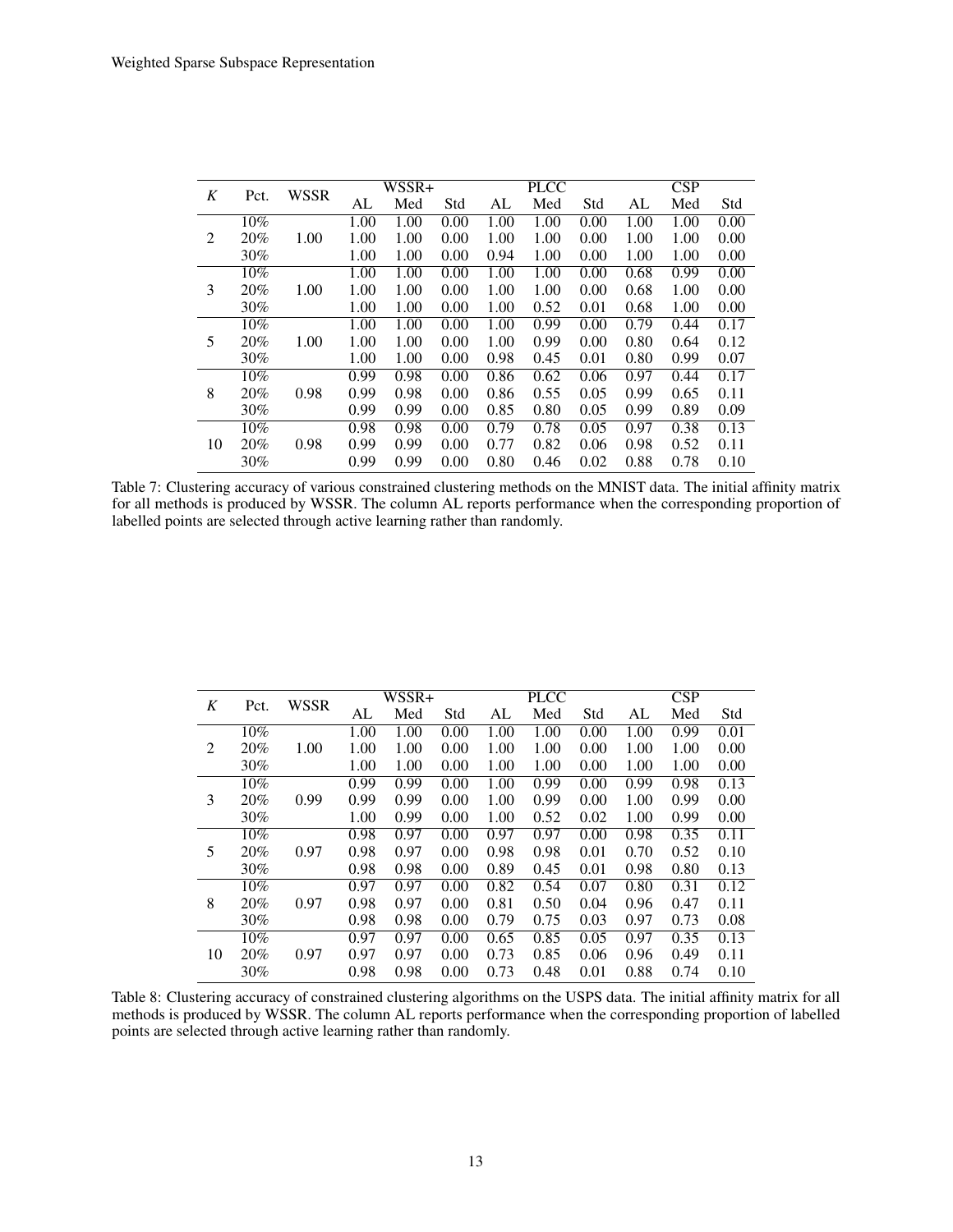| K | Pct. | WSSR | WSSR+ | | | PLCC | | | CSP | | |
|---|---|---|---|---|---|---|---|---|---|---|---|
| | | | AL | Med | Std | AL | Med | Std | AL | Med | Std |
| 2 | 10% | 1.00 | 1.00 | 1.00 | 0.00 | 1.00 | 1.00 | 0.00 | 1.00 | 1.00 | 0.00 |
| | 20% | | 1.00 | 1.00 | 0.00 | 1.00 | 1.00 | 0.00 | 1.00 | 1.00 | 0.00 |
| | 30% | | 1.00 | 1.00 | 0.00 | 0.94 | 1.00 | 0.00 | 1.00 | 1.00 | 0.00 |
| 3 | 10% | 1.00 | 1.00 | 1.00 | 0.00 | 1.00 | 1.00 | 0.00 | 0.68 | 0.99 | 0.00 |
| | 20% | | 1.00 | 1.00 | 0.00 | 1.00 | 1.00 | 0.00 | 0.68 | 1.00 | 0.00 |
| | 30% | | 1.00 | 1.00 | 0.00 | 1.00 | 0.52 | 0.01 | 0.68 | 1.00 | 0.00 |
| 5 | 10% | 1.00 | 1.00 | 1.00 | 0.00 | 1.00 | 0.99 | 0.00 | 0.79 | 0.44 | 0.17 |
| | 20% | | 1.00 | 1.00 | 0.00 | 1.00 | 0.99 | 0.00 | 0.80 | 0.64 | 0.12 |
| | 30% | | 1.00 | 1.00 | 0.00 | 0.98 | 0.45 | 0.01 | 0.80 | 0.99 | 0.07 |
| 8 | 10% | 0.98 | 0.99 | 0.98 | 0.00 | 0.86 | 0.62 | 0.06 | 0.97 | 0.44 | 0.17 |
| | 20% | | 0.99 | 0.98 | 0.00 | 0.86 | 0.55 | 0.05 | 0.99 | 0.65 | 0.11 |
| | 30% | | 0.99 | 0.99 | 0.00 | 0.85 | 0.80 | 0.05 | 0.99 | 0.89 | 0.09 |
| 10 | 10% | 0.98 | 0.98 | 0.98 | 0.00 | 0.79 | 0.78 | 0.05 | 0.97 | 0.38 | 0.13 |
| | 20% | | 0.99 | 0.99 | 0.00 | 0.77 | 0.82 | 0.06 | 0.98 | 0.52 | 0.11 |
| | 30% | | 0.99 | 0.99 | 0.00 | 0.80 | 0.46 | 0.02 | 0.88 | 0.78 | 0.10 |

Table 7: Clustering accuracy of various constrained clustering methods on the MNIST data. The initial affinity matrix for all methods is produced by WSSR. The column AL reports performance when the corresponding proportion of labelled points are selected through active learning rather than randomly.

| K | Pct. | WSSR | WSSR+ | | | PLCC | | | CSP | | |
|---|---|---|---|---|---|---|---|---|---|---|---|
| | | | AL | Med | Std | AL | Med | Std | AL | Med | Std |
| 2 | 10% | 1.00 | 1.00 | 1.00 | 0.00 | 1.00 | 1.00 | 0.00 | 1.00 | 0.99 | 0.01 |
| | 20% | | 1.00 | 1.00 | 0.00 | 1.00 | 1.00 | 0.00 | 1.00 | 1.00 | 0.00 |
| | 30% | | 1.00 | 1.00 | 0.00 | 1.00 | 1.00 | 0.00 | 1.00 | 1.00 | 0.00 |
| 3 | 10% | 0.99 | 0.99 | 0.99 | 0.00 | 1.00 | 0.99 | 0.00 | 0.99 | 0.98 | 0.13 |
| | 20% | | 0.99 | 0.99 | 0.00 | 1.00 | 0.99 | 0.00 | 1.00 | 0.99 | 0.00 |
| | 30% | | 1.00 | 0.99 | 0.00 | 1.00 | 0.52 | 0.02 | 1.00 | 0.99 | 0.00 |
| 5 | 10% | 0.97 | 0.98 | 0.97 | 0.00 | 0.97 | 0.97 | 0.00 | 0.98 | 0.35 | 0.11 |
| | 20% | | 0.98 | 0.97 | 0.00 | 0.98 | 0.98 | 0.01 | 0.70 | 0.52 | 0.10 |
| | 30% | | 0.98 | 0.98 | 0.00 | 0.89 | 0.45 | 0.01 | 0.98 | 0.80 | 0.13 |
| 8 | 10% | 0.97 | 0.97 | 0.97 | 0.00 | 0.82 | 0.54 | 0.07 | 0.80 | 0.31 | 0.12 |
| | 20% | | 0.98 | 0.97 | 0.00 | 0.81 | 0.50 | 0.04 | 0.96 | 0.47 | 0.11 |
| | 30% | | 0.98 | 0.98 | 0.00 | 0.79 | 0.75 | 0.03 | 0.97 | 0.73 | 0.08 |
| 10 | 10% | 0.97 | 0.97 | 0.97 | 0.00 | 0.65 | 0.85 | 0.05 | 0.97 | 0.35 | 0.13 |
| | 20% | | 0.97 | 0.97 | 0.00 | 0.73 | 0.85 | 0.06 | 0.96 | 0.49 | 0.11 |
| | 30% | | 0.98 | 0.98 | 0.00 | 0.73 | 0.48 | 0.01 | 0.88 | 0.74 | 0.10 |

Table 8: Clustering accuracy of constrained clustering algorithms on the USPS data. The initial affinity matrix for all methods is produced by WSSR. The column AL reports performance when the corresponding proportion of labelled points are selected through active learning rather than randomly.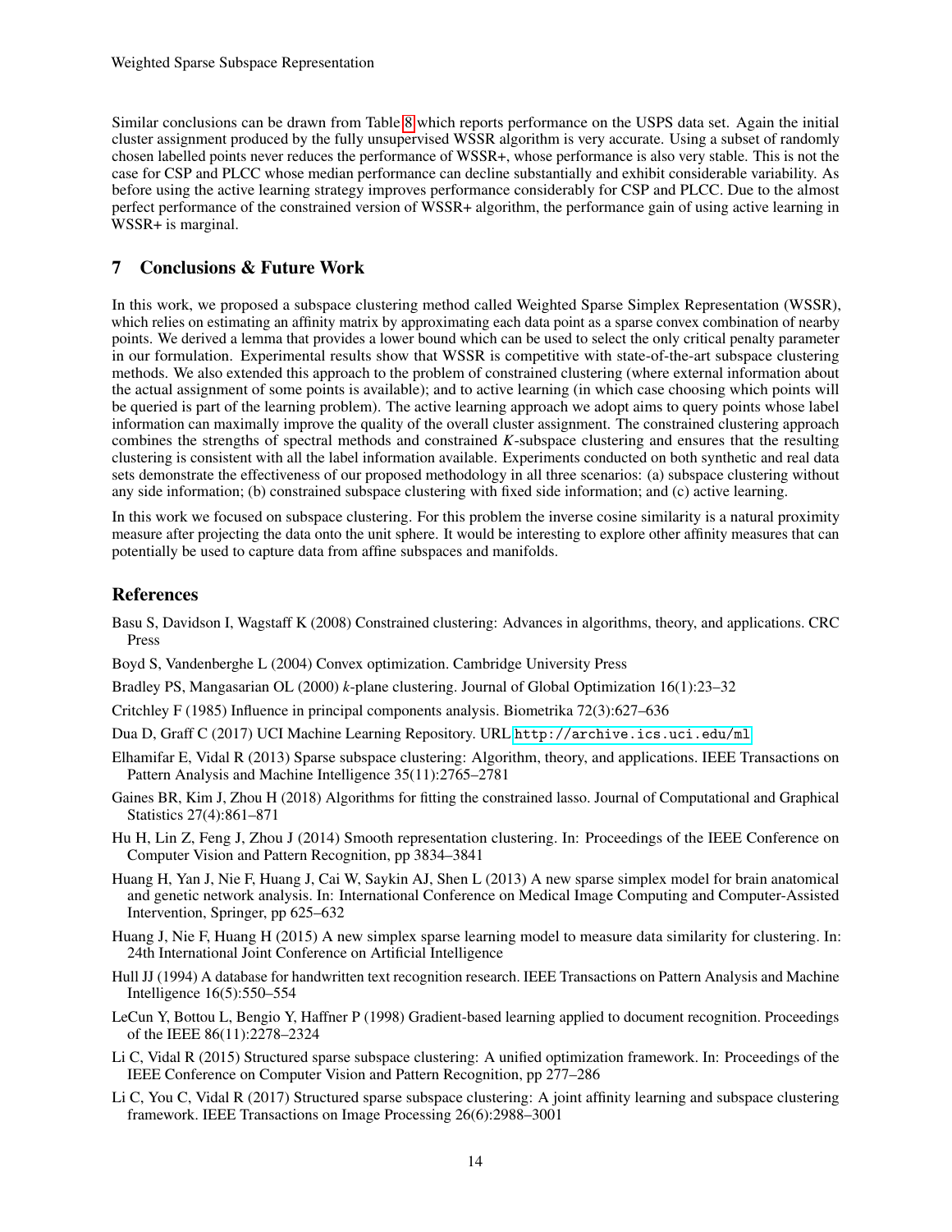Similar conclusions can be drawn from Table 8 which reports performance on the USPS data set. Again the initial cluster assignment produced by the fully unsupervised WSSR algorithm is very accurate. Using a subset of randomly chosen labelled points never reduces the performance of WSSR+, whose performance is also very stable. This is not the case for CSP and PLCC whose median performance can decline substantially and exhibit considerable variability. As before using the active learning strategy improves performance considerably for CSP and PLCC. Due to the almost perfect performance of the constrained version of WSSR+ algorithm, the performance gain of using active learning in WSSR+ is marginal.

## 7 Conclusions & Future Work

In this work, we proposed a subspace clustering method called Weighted Sparse Simplex Representation (WSSR), which relies on estimating an affinity matrix by approximating each data point as a sparse convex combination of nearby points. We derived a lemma that provides a lower bound which can be used to select the only critical penalty parameter in our formulation. Experimental results show that WSSR is competitive with state-of-the-art subspace clustering methods. We also extended this approach to the problem of constrained clustering (where external information about the actual assignment of some points is available); and to active learning (in which case choosing which points will be queried is part of the learning problem). The active learning approach we adopt aims to query points whose label information can maximally improve the quality of the overall cluster assignment. The constrained clustering approach combines the strengths of spectral methods and constrained $K$-subspace clustering and ensures that the resulting clustering is consistent with all the label information available. Experiments conducted on both synthetic and real data sets demonstrate the effectiveness of our proposed methodology in all three scenarios: (a) subspace clustering without any side information; (b) constrained subspace clustering with fixed side information; and (c) active learning.

In this work we focused on subspace clustering. For this problem the inverse cosine similarity is a natural proximity measure after projecting the data onto the unit sphere. It would be interesting to explore other affinity measures that can potentially be used to capture data from affine subspaces and manifolds.

## References

Basu S, Davidson I, Wagstaff K (2008) Constrained clustering: Advances in algorithms, theory, and applications. CRC Press

Boyd S, Vandenberghe L (2004) Convex optimization. Cambridge University Press

Bradley PS, Mangasarian OL (2000) $k$-plane clustering. Journal of Global Optimization 16(1):23–32

Critchley F (1985) Influence in principal components analysis. Biometrika 72(3):627–636

Dua D, Graff C (2017) UCI Machine Learning Repository. URL http://archive.ics.uci.edu/ml

Elhamifar E, Vidal R (2013) Sparse subspace clustering: Algorithm, theory, and applications. IEEE Transactions on Pattern Analysis and Machine Intelligence 35(11):2765–2781

Gaines BR, Kim J, Zhou H (2018) Algorithms for fitting the constrained lasso. Journal of Computational and Graphical Statistics 27(4):861–871

Hu H, Lin Z, Feng J, Zhou J (2014) Smooth representation clustering. In: Proceedings of the IEEE Conference on Computer Vision and Pattern Recognition, pp 3834–3841

Huang H, Yan J, Nie F, Huang J, Cai W, Saykin AJ, Shen L (2013) A new sparse simplex model for brain anatomical and genetic network analysis. In: International Conference on Medical Image Computing and Computer-Assisted Intervention, Springer, pp 625–632

Huang J, Nie F, Huang H (2015) A new simplex sparse learning model to measure data similarity for clustering. In: 24th International Joint Conference on Artificial Intelligence

Hull JJ (1994) A database for handwritten text recognition research. IEEE Transactions on Pattern Analysis and Machine Intelligence 16(5):550–554

LeCun Y, Bottou L, Bengio Y, Haffner P (1998) Gradient-based learning applied to document recognition. Proceedings of the IEEE 86(11):2278–2324

Li C, Vidal R (2015) Structured sparse subspace clustering: A unified optimization framework. In: Proceedings of the IEEE Conference on Computer Vision and Pattern Recognition, pp 277–286

Li C, You C, Vidal R (2017) Structured sparse subspace clustering: A joint affinity learning and subspace clustering framework. IEEE Transactions on Image Processing 26(6):2988–3001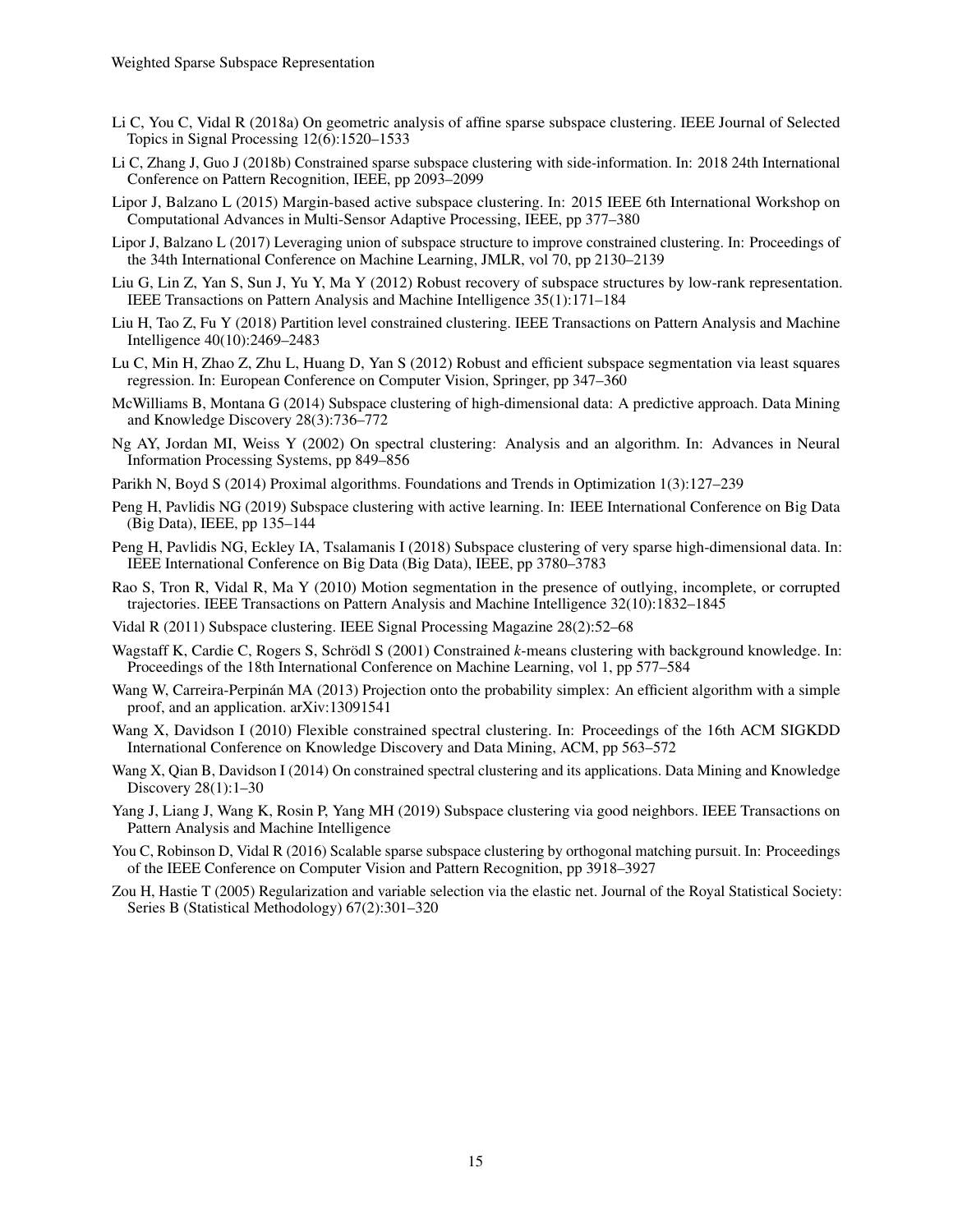Li C, You C, Vidal R (2018a) On geometric analysis of affine sparse subspace clustering. IEEE Journal of Selected Topics in Signal Processing 12(6):1520–1533

Li C, Zhang J, Guo J (2018b) Constrained sparse subspace clustering with side-information. In: 2018 24th International Conference on Pattern Recognition, IEEE, pp 2093–2099

Lipor J, Balzano L (2015) Margin-based active subspace clustering. In: 2015 IEEE 6th International Workshop on Computational Advances in Multi-Sensor Adaptive Processing, IEEE, pp 377–380

Lipor J, Balzano L (2017) Leveraging union of subspace structure to improve constrained clustering. In: Proceedings of the 34th International Conference on Machine Learning, JMLR, vol 70, pp 2130–2139

Liu G, Lin Z, Yan S, Sun J, Yu Y, Ma Y (2012) Robust recovery of subspace structures by low-rank representation. IEEE Transactions on Pattern Analysis and Machine Intelligence 35(1):171–184

Liu H, Tao Z, Fu Y (2018) Partition level constrained clustering. IEEE Transactions on Pattern Analysis and Machine Intelligence 40(10):2469–2483

Lu C, Min H, Zhao Z, Zhu L, Huang D, Yan S (2012) Robust and efficient subspace segmentation via least squares regression. In: European Conference on Computer Vision, Springer, pp 347–360

McWilliams B, Montana G (2014) Subspace clustering of high-dimensional data: A predictive approach. Data Mining and Knowledge Discovery 28(3):736–772

Ng AY, Jordan MI, Weiss Y (2002) On spectral clustering: Analysis and an algorithm. In: Advances in Neural Information Processing Systems, pp 849–856

Parikh N, Boyd S (2014) Proximal algorithms. Foundations and Trends in Optimization 1(3):127–239

Peng H, Pavlidis NG (2019) Subspace clustering with active learning. In: IEEE International Conference on Big Data (Big Data), IEEE, pp 135–144

Peng H, Pavlidis NG, Eckley IA, Tsalamanis I (2018) Subspace clustering of very sparse high-dimensional data. In: IEEE International Conference on Big Data (Big Data), IEEE, pp 3780–3783

Rao S, Tron R, Vidal R, Ma Y (2010) Motion segmentation in the presence of outlying, incomplete, or corrupted trajectories. IEEE Transactions on Pattern Analysis and Machine Intelligence 32(10):1832–1845

Vidal R (2011) Subspace clustering. IEEE Signal Processing Magazine 28(2):52–68

Wagstaff K, Cardie C, Rogers S, Schrödl S (2001) Constrained *k*-means clustering with background knowledge. In: Proceedings of the 18th International Conference on Machine Learning, vol 1, pp 577–584

Wang W, Carreira-Perpinán MA (2013) Projection onto the probability simplex: An efficient algorithm with a simple proof, and an application. arXiv:13091541

Wang X, Davidson I (2010) Flexible constrained spectral clustering. In: Proceedings of the 16th ACM SIGKDD International Conference on Knowledge Discovery and Data Mining, ACM, pp 563–572

Wang X, Qian B, Davidson I (2014) On constrained spectral clustering and its applications. Data Mining and Knowledge Discovery 28(1):1–30

Yang J, Liang J, Wang K, Rosin P, Yang MH (2019) Subspace clustering via good neighbors. IEEE Transactions on Pattern Analysis and Machine Intelligence

You C, Robinson D, Vidal R (2016) Scalable sparse subspace clustering by orthogonal matching pursuit. In: Proceedings of the IEEE Conference on Computer Vision and Pattern Recognition, pp 3918–3927

Zou H, Hastie T (2005) Regularization and variable selection via the elastic net. Journal of the Royal Statistical Society: Series B (Statistical Methodology) 67(2):301–320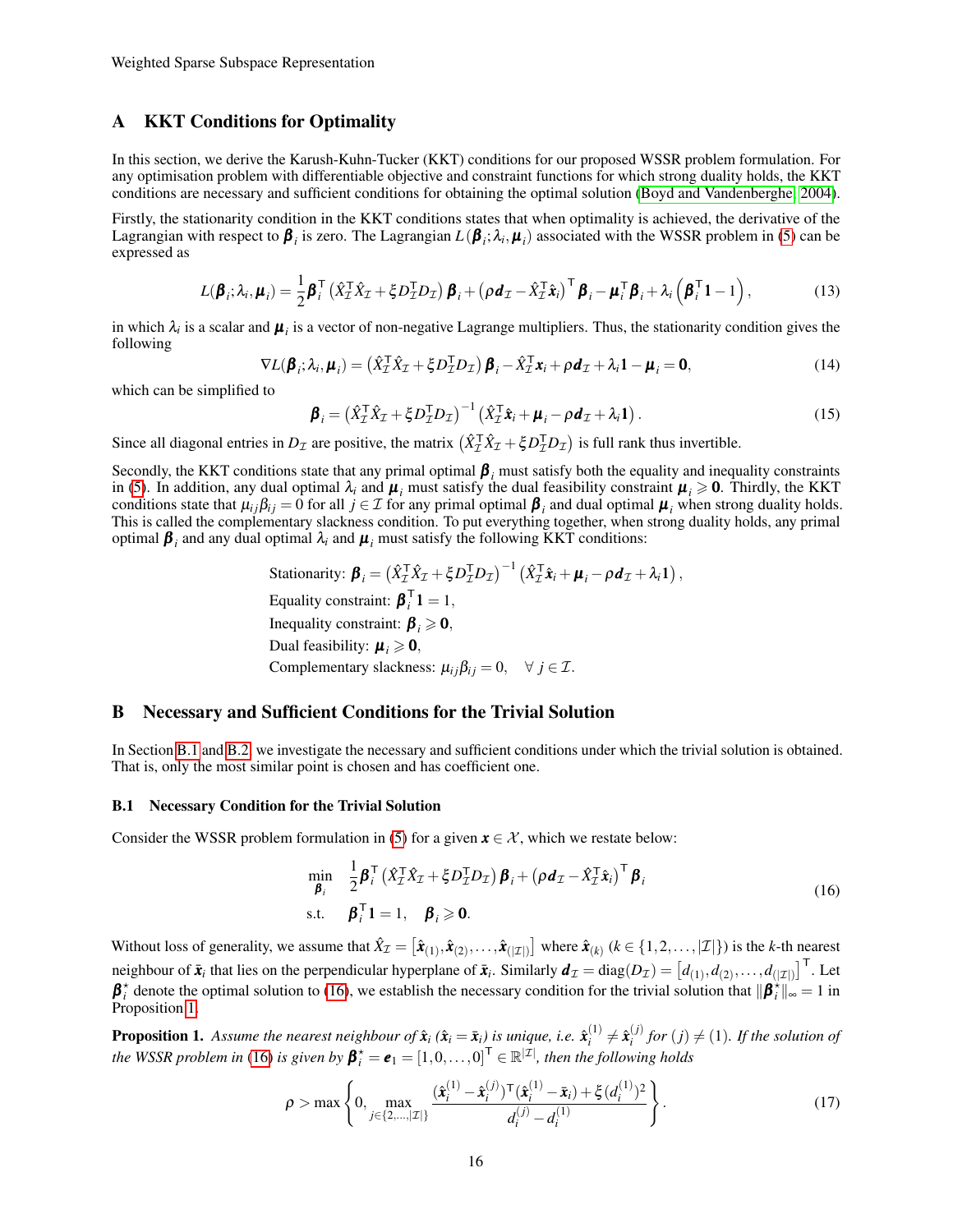## A KKT Conditions for Optimality

In this section, we derive the Karush-Kuhn-Tucker (KKT) conditions for our proposed WSSR problem formulation. For any optimisation problem with differentiable objective and constraint functions for which strong duality holds, the KKT conditions are necessary and sufficient conditions for obtaining the optimal solution (Boyd and Vandenberghe, 2004).

Firstly, the stationarity condition in the KKT conditions states that when optimality is achieved, the derivative of the Lagrangian with respect to $\boldsymbol{\beta}_i$ is zero. The Lagrangian $L(\boldsymbol{\beta}_i;\lambda_i,\boldsymbol{\mu}_i)$ associated with the WSSR problem in (5) can be expressed as

$$L(\boldsymbol{\beta}_i;\lambda_i,\boldsymbol{\mu}_i) = \frac{1}{2}\boldsymbol{\beta}_i^\top\left(\hat{X}_\mathcal{I}^\top\hat{X}_\mathcal{I} + \xi D_\mathcal{I}^\top D_\mathcal{I}\right)\boldsymbol{\beta}_i + \left(\rho\boldsymbol{d}_\mathcal{I} - \hat{X}_\mathcal{I}^\top\hat{\boldsymbol{x}}_i\right)^\top\boldsymbol{\beta}_i - \boldsymbol{\mu}_i^\top\boldsymbol{\beta}_i + \lambda_i\left(\boldsymbol{\beta}_i^\top\mathbf{1} - 1\right), \tag{13}$$

in which $\lambda_i$ is a scalar and $\boldsymbol{\mu}_i$ is a vector of non-negative Lagrange multipliers. Thus, the stationarity condition gives the following

$$\nabla L(\boldsymbol{\beta}_i;\lambda_i,\boldsymbol{\mu}_i) = \left(\hat{X}_\mathcal{I}^\top\hat{X}_\mathcal{I} + \xi D_\mathcal{I}^\top D_\mathcal{I}\right)\boldsymbol{\beta}_i - \hat{X}_\mathcal{I}^\top\boldsymbol{x}_i + \rho\boldsymbol{d}_\mathcal{I} + \lambda_i\mathbf{1} - \boldsymbol{\mu}_i = \mathbf{0}, \tag{14}$$

which can be simplified to

$$\boldsymbol{\beta}_i = \left(\hat{X}_\mathcal{I}^\top\hat{X}_\mathcal{I} + \xi D_\mathcal{I}^\top D_\mathcal{I}\right)^{-1}\left(\hat{X}_\mathcal{I}^\top\hat{\boldsymbol{x}}_i + \boldsymbol{\mu}_i - \rho\boldsymbol{d}_\mathcal{I} + \lambda_i\mathbf{1}\right). \tag{15}$$

Since all diagonal entries in $D_\mathcal{I}$ are positive, the matrix $\left(\hat{X}_\mathcal{I}^\top\hat{X}_\mathcal{I} + \xi D_\mathcal{I}^\top D_\mathcal{I}\right)$ is full rank thus invertible.

Secondly, the KKT conditions state that any primal optimal $\boldsymbol{\beta}_i$ must satisfy both the equality and inequality constraints in (5). In addition, any dual optimal $\lambda_i$ and $\boldsymbol{\mu}_i$ must satisfy the dual feasibility constraint $\boldsymbol{\mu}_i \geqslant \mathbf{0}$. Thirdly, the KKT conditions state that $\mu_{ij}\beta_{ij} = 0$ for all $j \in \mathcal{I}$ for any primal optimal $\boldsymbol{\beta}_i$ and dual optimal $\boldsymbol{\mu}_i$ when strong duality holds. This is called the complementary slackness condition. To put everything together, when strong duality holds, any primal optimal $\boldsymbol{\beta}_i$ and any dual optimal $\lambda_i$ and $\boldsymbol{\mu}_i$ must satisfy the following KKT conditions:

$$\begin{aligned}
&\text{Stationarity: } \boldsymbol{\beta}_i = \left(\hat{X}_\mathcal{I}^\top\hat{X}_\mathcal{I} + \xi D_\mathcal{I}^\top D_\mathcal{I}\right)^{-1}\left(\hat{X}_\mathcal{I}^\top\hat{\boldsymbol{x}}_i + \boldsymbol{\mu}_i - \rho\boldsymbol{d}_\mathcal{I} + \lambda_i\mathbf{1}\right),\\
&\text{Equality constraint: } \boldsymbol{\beta}_i^\top\mathbf{1} = 1,\\
&\text{Inequality constraint: } \boldsymbol{\beta}_i \geqslant \mathbf{0},\\
&\text{Dual feasibility: } \boldsymbol{\mu}_i \geqslant \mathbf{0},\\
&\text{Complementary slackness: } \mu_{ij}\beta_{ij} = 0, \quad \forall\, j \in \mathcal{I}.
\end{aligned}$$

## B Necessary and Sufficient Conditions for the Trivial Solution

In Section B.1 and B.2, we investigate the necessary and sufficient conditions under which the trivial solution is obtained. That is, only the most similar point is chosen and has coefficient one.

### B.1 Necessary Condition for the Trivial Solution

Consider the WSSR problem formulation in (5) for a given $\boldsymbol{x} \in \mathcal{X}$, which we restate below:

$$\begin{aligned}
\min_{\boldsymbol{\beta}_i} \quad & \frac{1}{2}\boldsymbol{\beta}_i^\top\left(\hat{X}_\mathcal{I}^\top\hat{X}_\mathcal{I} + \xi D_\mathcal{I}^\top D_\mathcal{I}\right)\boldsymbol{\beta}_i + \left(\rho\boldsymbol{d}_\mathcal{I} - \hat{X}_\mathcal{I}^\top\hat{\boldsymbol{x}}_i\right)^\top\boldsymbol{\beta}_i\\
\text{s.t.} \quad & \boldsymbol{\beta}_i^\top\mathbf{1} = 1, \quad \boldsymbol{\beta}_i \geqslant \mathbf{0}.
\end{aligned} \tag{16}$$

Without loss of generality, we assume that $\hat{X}_\mathcal{I} = \left[\hat{\boldsymbol{x}}_{(1)}, \hat{\boldsymbol{x}}_{(2)}, \ldots, \hat{\boldsymbol{x}}_{(|\mathcal{I}|)}\right]$ where $\hat{\boldsymbol{x}}_{(k)}$ ($k \in \{1,2,\ldots,|\mathcal{I}|\}$) is the $k$-th nearest neighbour of $\bar{\boldsymbol{x}}_i$ that lies on the perpendicular hyperplane of $\bar{\boldsymbol{x}}_i$. Similarly $\boldsymbol{d}_\mathcal{I} = \operatorname{diag}(D_\mathcal{I}) = \left[d_{(1)}, d_{(2)}, \ldots, d_{(|\mathcal{I}|)}\right]^\top$. Let $\boldsymbol{\beta}_i^\star$ denote the optimal solution to (16), we establish the necessary condition for the trivial solution that $\|\boldsymbol{\beta}_i^\star\|_\infty = 1$ in Proposition 1.

**Proposition 1.** *Assume the nearest neighbour of $\hat{\boldsymbol{x}}_i$ ($\hat{\boldsymbol{x}}_i = \bar{\boldsymbol{x}}_i$) is unique, i.e. $\hat{\boldsymbol{x}}_i^{(1)} \neq \hat{\boldsymbol{x}}_i^{(j)}$ for $(j) \neq (1)$. If the solution of the WSSR problem in (16) is given by $\boldsymbol{\beta}_i^\star = \boldsymbol{e}_1 = [1,0,\ldots,0]^\top \in \mathbb{R}^{|\mathcal{I}|}$, then the following holds*

$$\rho > \max\left\{0, \max_{j\in\{2,\ldots,|\mathcal{I}|\}} \frac{(\hat{\boldsymbol{x}}_i^{(1)} - \hat{\boldsymbol{x}}_i^{(j)})^\top(\hat{\boldsymbol{x}}_i^{(1)} - \bar{\boldsymbol{x}}_i) + \xi\,(d_i^{(1)})^2}{d_i^{(j)} - d_i^{(1)}}\right\}. \tag{17}$$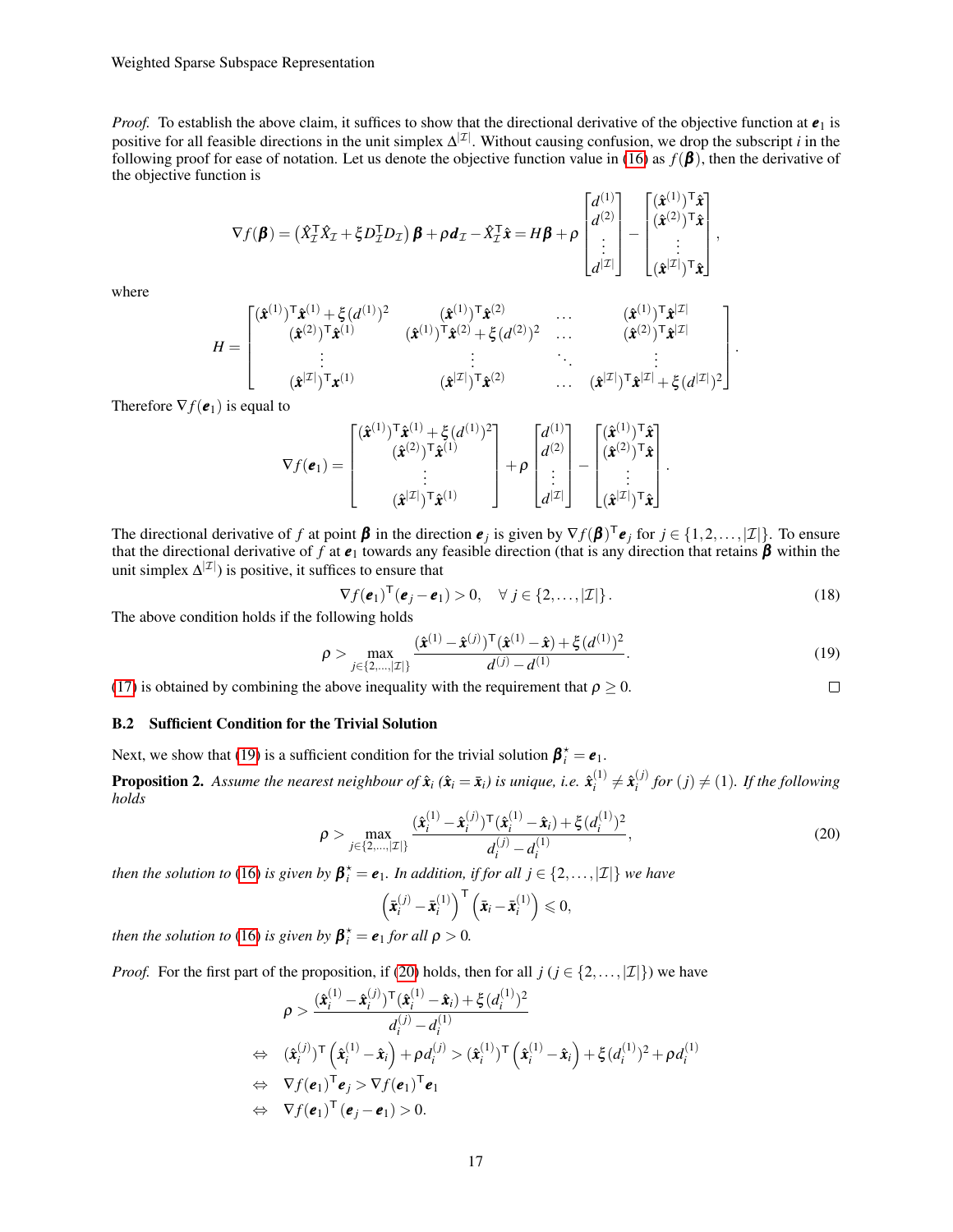*Proof.* To establish the above claim, it suffices to show that the directional derivative of the objective function at $\boldsymbol{e}_1$ is positive for all feasible directions in the unit simplex $\Delta^{|\mathcal{I}|}$. Without causing confusion, we drop the subscript $i$ in the following proof for ease of notation. Let us denote the objective function value in (16) as $f(\boldsymbol{\beta})$, then the derivative of the objective function is

$$\nabla f(\boldsymbol{\beta}) = \left(\hat{X}_{\mathcal{I}}^{\mathsf{T}}\hat{X}_{\mathcal{I}} + \xi D_{\mathcal{I}}^{\mathsf{T}} D_{\mathcal{I}}\right)\boldsymbol{\beta} + \rho \boldsymbol{d}_{\mathcal{I}} - \hat{X}_{\mathcal{I}}^{\mathsf{T}}\hat{\boldsymbol{x}} = H\boldsymbol{\beta} + \rho \begin{bmatrix} d^{(1)} \\ d^{(2)} \\ \vdots \\ d^{|\mathcal{I}|} \end{bmatrix} - \begin{bmatrix} (\hat{\boldsymbol{x}}^{(1)})^{\mathsf{T}}\hat{\boldsymbol{x}} \\ (\hat{\boldsymbol{x}}^{(2)})^{\mathsf{T}}\hat{\boldsymbol{x}} \\ \vdots \\ (\hat{\boldsymbol{x}}^{|\mathcal{I}|})^{\mathsf{T}}\hat{\boldsymbol{x}} \end{bmatrix},$$

where

$$H = \begin{bmatrix} (\hat{\boldsymbol{x}}^{(1)})^{\mathsf{T}}\hat{\boldsymbol{x}}^{(1)} + \xi (d^{(1)})^2 & (\hat{\boldsymbol{x}}^{(1)})^{\mathsf{T}}\hat{\boldsymbol{x}}^{(2)} & \dots & (\hat{\boldsymbol{x}}^{(1)})^{\mathsf{T}}\hat{\boldsymbol{x}}^{|\mathcal{I}|} \\ (\hat{\boldsymbol{x}}^{(2)})^{\mathsf{T}}\hat{\boldsymbol{x}}^{(1)} & (\hat{\boldsymbol{x}}^{(1)})^{\mathsf{T}}\hat{\boldsymbol{x}}^{(2)} + \xi (d^{(2)})^2 & \dots & (\hat{\boldsymbol{x}}^{(2)})^{\mathsf{T}}\hat{\boldsymbol{x}}^{|\mathcal{I}|} \\ \vdots & \vdots & \ddots & \vdots \\ (\hat{\boldsymbol{x}}^{|\mathcal{I}|})^{\mathsf{T}}\boldsymbol{x}^{(1)} & (\hat{\boldsymbol{x}}^{|\mathcal{I}|})^{\mathsf{T}}\hat{\boldsymbol{x}}^{(2)} & \dots & (\hat{\boldsymbol{x}}^{|\mathcal{I}|})^{\mathsf{T}}\hat{\boldsymbol{x}}^{|\mathcal{I}|} + \xi (d^{|\mathcal{I}|})^2 \end{bmatrix}.$$

Therefore $\nabla f(\boldsymbol{e}_1)$ is equal to

$$\nabla f(\boldsymbol{e}_1) = \begin{bmatrix} (\hat{\boldsymbol{x}}^{(1)})^{\mathsf{T}}\hat{\boldsymbol{x}}^{(1)} + \xi (d^{(1)})^2 \\ (\hat{\boldsymbol{x}}^{(2)})^{\mathsf{T}}\hat{\boldsymbol{x}}^{(1)} \\ \vdots \\ (\hat{\boldsymbol{x}}^{|\mathcal{I}|})^{\mathsf{T}}\hat{\boldsymbol{x}}^{(1)} \end{bmatrix} + \rho \begin{bmatrix} d^{(1)} \\ d^{(2)} \\ \vdots \\ d^{|\mathcal{I}|} \end{bmatrix} - \begin{bmatrix} (\hat{\boldsymbol{x}}^{(1)})^{\mathsf{T}}\hat{\boldsymbol{x}} \\ (\hat{\boldsymbol{x}}^{(2)})^{\mathsf{T}}\hat{\boldsymbol{x}} \\ \vdots \\ (\hat{\boldsymbol{x}}^{|\mathcal{I}|})^{\mathsf{T}}\hat{\boldsymbol{x}} \end{bmatrix}.$$

The directional derivative of $f$ at point $\boldsymbol{\beta}$ in the direction $\boldsymbol{e}_j$ is given by $\nabla f(\boldsymbol{\beta})^{\mathsf{T}}\boldsymbol{e}_j$ for $j \in \{1, 2, \dots, |\mathcal{I}|\}$. To ensure that the directional derivative of $f$ at $\boldsymbol{e}_1$ towards any feasible direction (that is any direction that retains $\boldsymbol{\beta}$ within the unit simplex $\Delta^{|\mathcal{I}|}$) is positive, it suffices to ensure that

$$\nabla f(\boldsymbol{e}_1)^{\mathsf{T}}(\boldsymbol{e}_j - \boldsymbol{e}_1) > 0, \quad \forall\, j \in \{2, \dots, |\mathcal{I}|\}. \tag{18}$$

The above condition holds if the following holds

$$\rho > \max_{j \in \{2, \dots, |\mathcal{I}|\}} \frac{(\hat{\boldsymbol{x}}^{(1)} - \hat{\boldsymbol{x}}^{(j)})^{\mathsf{T}}(\hat{\boldsymbol{x}}^{(1)} - \hat{\boldsymbol{x}}) + \xi (d^{(1)})^2}{d^{(j)} - d^{(1)}}. \tag{19}$$

(17) is obtained by combining the above inequality with the requirement that $\rho \geq 0$. $\square$

### B.2 Sufficient Condition for the Trivial Solution

Next, we show that (19) is a sufficient condition for the trivial solution $\boldsymbol{\beta}_i^\star = \boldsymbol{e}_1$.

**Proposition 2.** *Assume the nearest neighbour of $\hat{\boldsymbol{x}}_i$ ($\hat{\boldsymbol{x}}_i = \bar{\boldsymbol{x}}_i$) is unique, i.e. $\hat{\boldsymbol{x}}_i^{(1)} \neq \hat{\boldsymbol{x}}_i^{(j)}$ for $(j) \neq (1)$. If the following holds*

$$\rho > \max_{j \in \{2, \dots, |\mathcal{I}|\}} \frac{(\hat{\boldsymbol{x}}_i^{(1)} - \hat{\boldsymbol{x}}_i^{(j)})^{\mathsf{T}}(\hat{\boldsymbol{x}}_i^{(1)} - \hat{\boldsymbol{x}}_i) + \xi (d_i^{(1)})^2}{d_i^{(j)} - d_i^{(1)}}, \tag{20}$$

*then the solution to (16) is given by $\boldsymbol{\beta}_i^\star = \boldsymbol{e}_1$. In addition, if for all $j \in \{2, \dots, |\mathcal{I}|\}$ we have*

$$\left(\bar{\boldsymbol{x}}_i^{(j)} - \bar{\boldsymbol{x}}_i^{(1)}\right)^{\mathsf{T}} \left(\bar{\boldsymbol{x}}_i - \bar{\boldsymbol{x}}_i^{(1)}\right) \leqslant 0,$$

*then the solution to (16) is given by $\boldsymbol{\beta}_i^\star = \boldsymbol{e}_1$ for all $\rho > 0$.*

*Proof.* For the first part of the proposition, if (20) holds, then for all $j$ ($j \in \{2, \dots, |\mathcal{I}|\}$) we have

$$\begin{aligned}
& \rho > \frac{(\hat{\boldsymbol{x}}_i^{(1)} - \hat{\boldsymbol{x}}_i^{(j)})^{\mathsf{T}}(\hat{\boldsymbol{x}}_i^{(1)} - \hat{\boldsymbol{x}}_i) + \xi (d_i^{(1)})^2}{d_i^{(j)} - d_i^{(1)}} \\
\Leftrightarrow \quad & (\hat{\boldsymbol{x}}_i^{(j)})^{\mathsf{T}} \left(\hat{\boldsymbol{x}}_i^{(1)} - \hat{\boldsymbol{x}}_i\right) + \rho d_i^{(j)} > (\hat{\boldsymbol{x}}_i^{(1)})^{\mathsf{T}} \left(\hat{\boldsymbol{x}}_i^{(1)} - \hat{\boldsymbol{x}}_i\right) + \xi (d_i^{(1)})^2 + \rho d_i^{(1)} \\
\Leftrightarrow \quad & \nabla f(\boldsymbol{e}_1)^{\mathsf{T}}\boldsymbol{e}_j > \nabla f(\boldsymbol{e}_1)^{\mathsf{T}}\boldsymbol{e}_1 \\
\Leftrightarrow \quad & \nabla f(\boldsymbol{e}_1)^{\mathsf{T}}(\boldsymbol{e}_j - \boldsymbol{e}_1) > 0.
\end{aligned}$$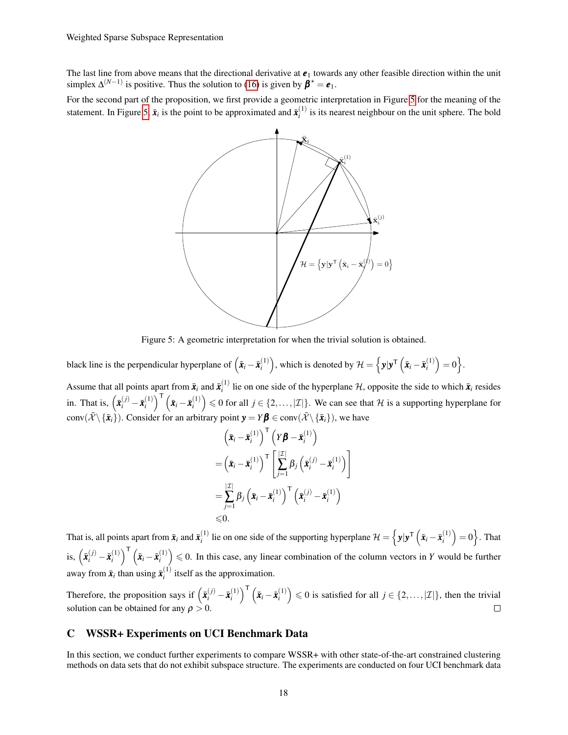The last line from above means that the directional derivative at $\boldsymbol{e}_1$ towards any other feasible direction within the unit simplex $\Delta^{(N-1)}$ is positive. Thus the solution to (16) is given by $\boldsymbol{\beta}^\star = \boldsymbol{e}_1$.

For the second part of the proposition, we first provide a geometric interpretation in Figure 5 for the meaning of the statement. In Figure 5, $\bar{\boldsymbol{x}}_i$ is the point to be approximated and $\bar{\boldsymbol{x}}_i^{(1)}$ is its nearest neighbour on the unit sphere. The bold

Figure 5: A geometric interpretation for when the trivial solution is obtained.

black line is the perpendicular hyperplane of $\left(\bar{\boldsymbol{x}}_i - \bar{\boldsymbol{x}}_i^{(1)}\right)$, which is denoted by $\mathcal{H} = \left\{\boldsymbol{y} | \boldsymbol{y}^\top \left(\bar{\boldsymbol{x}}_i - \bar{\boldsymbol{x}}_i^{(1)}\right) = 0\right\}$.

Assume that all points apart from $\bar{\boldsymbol{x}}_i$ and $\bar{\boldsymbol{x}}_i^{(1)}$ lie on one side of the hyperplane $\mathcal{H}$, opposite the side to which $\bar{\boldsymbol{x}}_i$ resides in. That is, $\left(\bar{\boldsymbol{x}}_i^{(j)} - \bar{\boldsymbol{x}}_i^{(1)}\right)^\top \left(\bar{\boldsymbol{x}}_i - \bar{\boldsymbol{x}}_i^{(1)}\right) \leqslant 0$ for all $j \in \{2, \ldots, |\mathcal{I}|\}$. We can see that $\mathcal{H}$ is a supporting hyperplane for $\text{conv}(\bar{\mathcal{X}} \setminus \{\bar{\boldsymbol{x}}_i\})$. Consider for an arbitrary point $\boldsymbol{y} = Y\boldsymbol{\beta} \in \text{conv}(\bar{\mathcal{X}} \setminus \{\bar{\boldsymbol{x}}_i\})$, we have

$$
\begin{aligned}
&\left(\bar{\boldsymbol{x}}_i - \bar{\boldsymbol{x}}_i^{(1)}\right)^\top \left(Y\boldsymbol{\beta} - \bar{\boldsymbol{x}}_i^{(1)}\right) \\
=&\left(\bar{\boldsymbol{x}}_i - \bar{\boldsymbol{x}}_i^{(1)}\right)^\top \left[\sum_{j=1}^{|\mathcal{I}|} \beta_j \left(\bar{\boldsymbol{x}}_i^{(j)} - \bar{\boldsymbol{x}}_i^{(1)}\right)\right] \\
=&\sum_{j=1}^{|\mathcal{I}|} \beta_j \left(\bar{\boldsymbol{x}}_i - \bar{\boldsymbol{x}}_i^{(1)}\right)^\top \left(\bar{\boldsymbol{x}}_i^{(j)} - \bar{\boldsymbol{x}}_i^{(1)}\right) \\
\leqslant& 0.
\end{aligned}
$$

That is, all points apart from $\bar{\boldsymbol{x}}_i$ and $\bar{\boldsymbol{x}}_i^{(1)}$ lie on one side of the supporting hyperplane $\mathcal{H} = \left\{\boldsymbol{y} | \boldsymbol{y}^\top \left(\bar{\boldsymbol{x}}_i - \bar{\boldsymbol{x}}_i^{(1)}\right) = 0\right\}$. That is, $\left(\bar{\boldsymbol{x}}_i^{(j)} - \bar{\boldsymbol{x}}_i^{(1)}\right)^\top \left(\bar{\boldsymbol{x}}_i - \bar{\boldsymbol{x}}_i^{(1)}\right) \leqslant 0$. In this case, any linear combination of the column vectors in $Y$ would be further away from $\bar{\boldsymbol{x}}_i$ than using $\bar{\boldsymbol{x}}_i^{(1)}$ itself as the approximation.

Therefore, the proposition says if $\left(\bar{\boldsymbol{x}}_i^{(j)} - \bar{\boldsymbol{x}}_i^{(1)}\right)^\top \left(\bar{\boldsymbol{x}}_i - \bar{\boldsymbol{x}}_i^{(1)}\right) \leqslant 0$ is satisfied for all $j \in \{2, \ldots, |\mathcal{I}|\}$, then the trivial solution can be obtained for any $\rho > 0$. □

## C WSSR+ Experiments on UCI Benchmark Data

In this section, we conduct further experiments to compare WSSR+ with other state-of-the-art constrained clustering methods on data sets that do not exhibit subspace structure. The experiments are conducted on four UCI benchmark data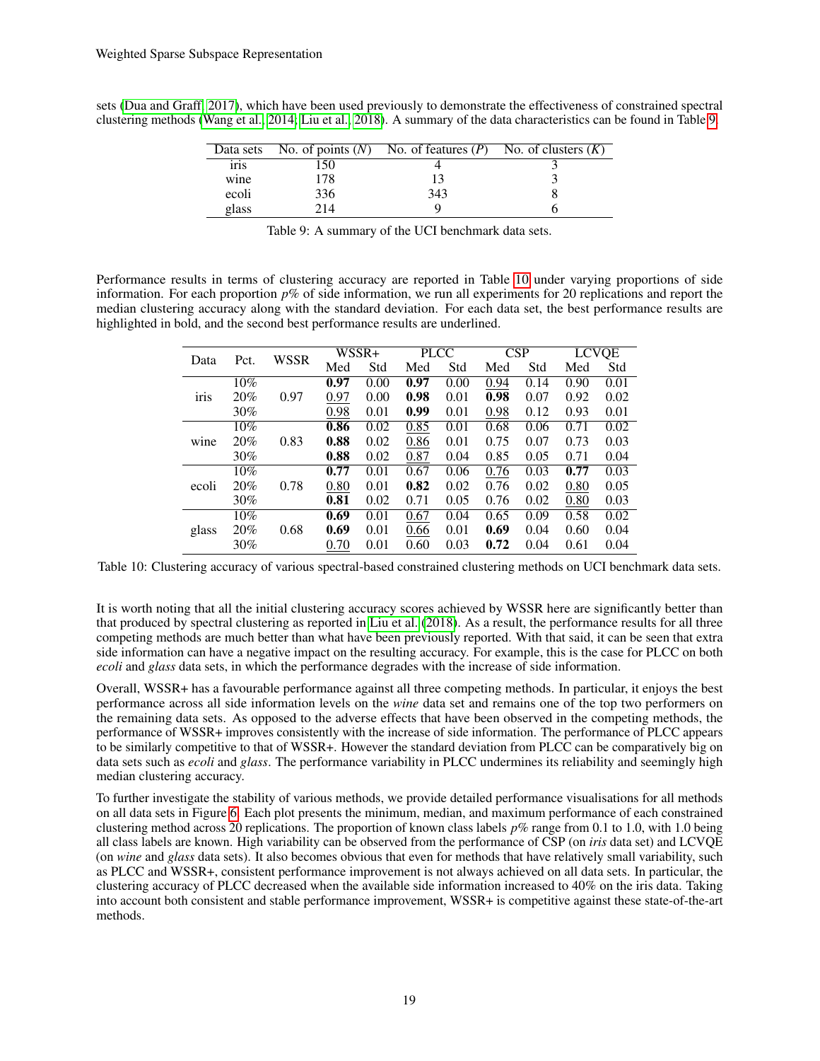sets (Dua and Graff, 2017), which have been used previously to demonstrate the effectiveness of constrained spectral clustering methods (Wang et al., 2014; Liu et al., 2018). A summary of the data characteristics can be found in Table 9.

| Data sets | No. of points ($N$) | No. of features ($P$) | No. of clusters ($K$) |
|---|---|---|---|
| iris | 150 | 4 | 3 |
| wine | 178 | 13 | 3 |
| ecoli | 336 | 343 | 8 |
| glass | 214 | 9 | 6 |

Table 9: A summary of the UCI benchmark data sets.

Performance results in terms of clustering accuracy are reported in Table 10 under varying proportions of side information. For each proportion $p$% of side information, we run all experiments for 20 replications and report the median clustering accuracy along with the standard deviation. For each data set, the best performance results are highlighted in bold, and the second best performance results are underlined.

| Data | Pct. | WSSR | WSSR+ | | PLCC | | CSP | | LCVQE | |
|---|---|---|---|---|---|---|---|---|---|---|
| | | | Med | Std | Med | Std | Med | Std | Med | Std |
| iris | 10% | 0.97 | **0.97** | 0.00 | **0.97** | 0.00 | <u>0.94</u> | 0.14 | 0.90 | 0.01 |
| | 20% | | <u>0.97</u> | 0.00 | **0.98** | 0.01 | **0.98** | 0.07 | 0.92 | 0.02 |
| | 30% | | <u>0.98</u> | 0.01 | **0.99** | 0.01 | <u>0.98</u> | 0.12 | 0.93 | 0.01 |
| wine | 10% | 0.83 | **0.86** | 0.02 | <u>0.85</u> | 0.01 | 0.68 | 0.06 | 0.71 | 0.02 |
| | 20% | | **0.88** | 0.02 | <u>0.86</u> | 0.01 | 0.75 | 0.07 | 0.73 | 0.03 |
| | 30% | | **0.88** | 0.02 | <u>0.87</u> | 0.04 | 0.85 | 0.05 | 0.71 | 0.04 |
| ecoli | 10% | 0.78 | **0.77** | 0.01 | 0.67 | 0.06 | <u>0.76</u> | 0.03 | **0.77** | 0.03 |
| | 20% | | <u>0.80</u> | 0.01 | **0.82** | 0.02 | 0.76 | 0.02 | <u>0.80</u> | 0.05 |
| | 30% | | **0.81** | 0.02 | 0.71 | 0.05 | 0.76 | 0.02 | <u>0.80</u> | 0.03 |
| glass | 10% | 0.68 | **0.69** | 0.01 | <u>0.67</u> | 0.04 | 0.65 | 0.09 | 0.58 | 0.02 |
| | 20% | | **0.69** | 0.01 | <u>0.66</u> | 0.01 | **0.69** | 0.04 | 0.60 | 0.04 |
| | 30% | | <u>0.70</u> | 0.01 | 0.60 | 0.03 | **0.72** | 0.04 | 0.61 | 0.04 |

Table 10: Clustering accuracy of various spectral-based constrained clustering methods on UCI benchmark data sets.

It is worth noting that all the initial clustering accuracy scores achieved by WSSR here are significantly better than that produced by spectral clustering as reported in Liu et al. (2018). As a result, the performance results for all three competing methods are much better than what have been previously reported. With that said, it can be seen that extra side information can have a negative impact on the resulting accuracy. For example, this is the case for PLCC on both *ecoli* and *glass* data sets, in which the performance degrades with the increase of side information.

Overall, WSSR+ has a favourable performance against all three competing methods. In particular, it enjoys the best performance across all side information levels on the *wine* data set and remains one of the top two performers on the remaining data sets. As opposed to the adverse effects that have been observed in the competing methods, the performance of WSSR+ improves consistently with the increase of side information. The performance of PLCC appears to be similarly competitive to that of WSSR+. However the standard deviation from PLCC can be comparatively big on data sets such as *ecoli* and *glass*. The performance variability in PLCC undermines its reliability and seemingly high median clustering accuracy.

To further investigate the stability of various methods, we provide detailed performance visualisations for all methods on all data sets in Figure 6. Each plot presents the minimum, median, and maximum performance of each constrained clustering method across 20 replications. The proportion of known class labels $p$% range from 0.1 to 1.0, with 1.0 being all class labels are known. High variability can be observed from the performance of CSP (on *iris* data set) and LCVQE (on *wine* and *glass* data sets). It also becomes obvious that even for methods that have relatively small variability, such as PLCC and WSSR+, consistent performance improvement is not always achieved on all data sets. In particular, the clustering accuracy of PLCC decreased when the available side information increased to 40% on the iris data. Taking into account both consistent and stable performance improvement, WSSR+ is competitive against these state-of-the-art methods.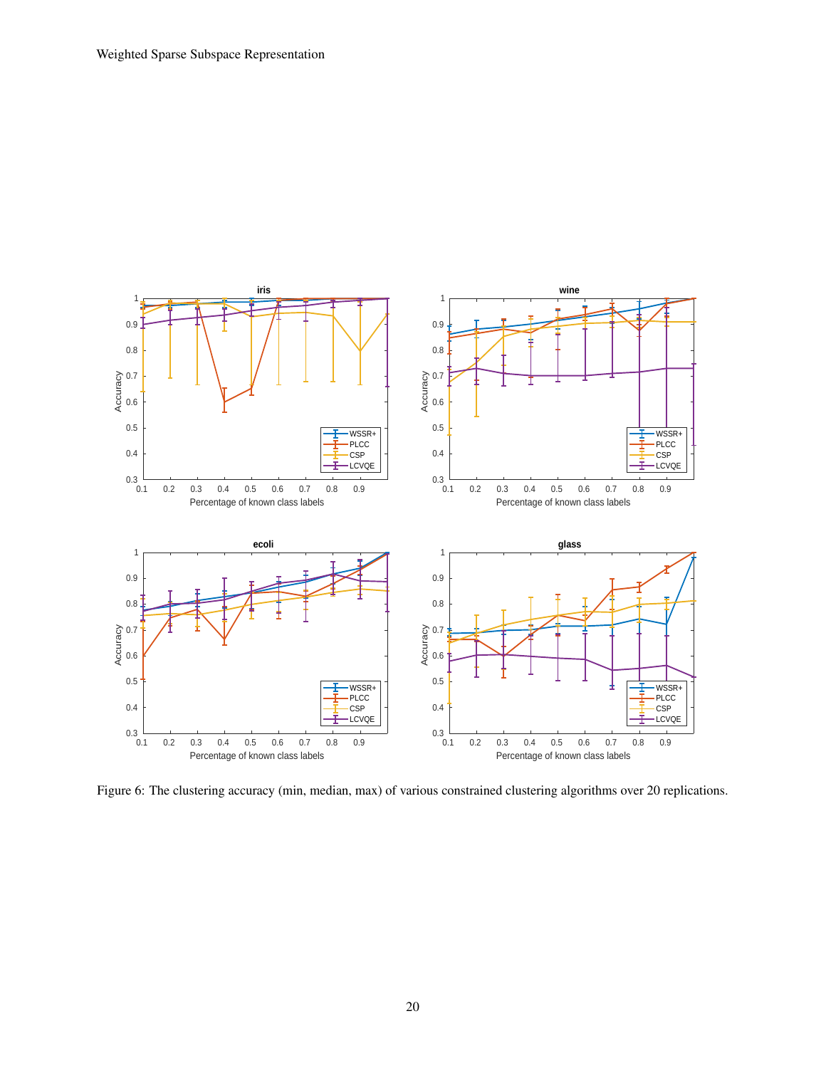iris

1
0.9
0.8
0.7
0.6
0.5
0.4
0.3

0.1 0.2 0.3 0.4 0.5 0.6 0.7 0.8 0.9

Accuracy

Percentage of known class labels

WSSR+
PLCC
CSP
LCVQE

wine

1
0.9
0.8
0.7
0.6
0.5
0.4
0.3

0.1 0.2 0.3 0.4 0.5 0.6 0.7 0.8 0.9

Accuracy

Percentage of known class labels

WSSR+
PLCC
CSP
LCVQE

ecoli

1
0.9
0.8
0.7
0.6
0.5
0.4
0.3

0.1 0.2 0.3 0.4 0.5 0.6 0.7 0.8 0.9

Accuracy

Percentage of known class labels

WSSR+
PLCC
CSP
LCVQE

glass

1
0.9
0.8
0.7
0.6
0.5
0.4
0.3

0.1 0.2 0.3 0.4 0.5 0.6 0.7 0.8 0.9

Accuracy

Percentage of known class labels

WSSR+
PLCC
CSP
LCVQE

Figure 6: The clustering accuracy (min, median, max) of various constrained clustering algorithms over 20 replications.